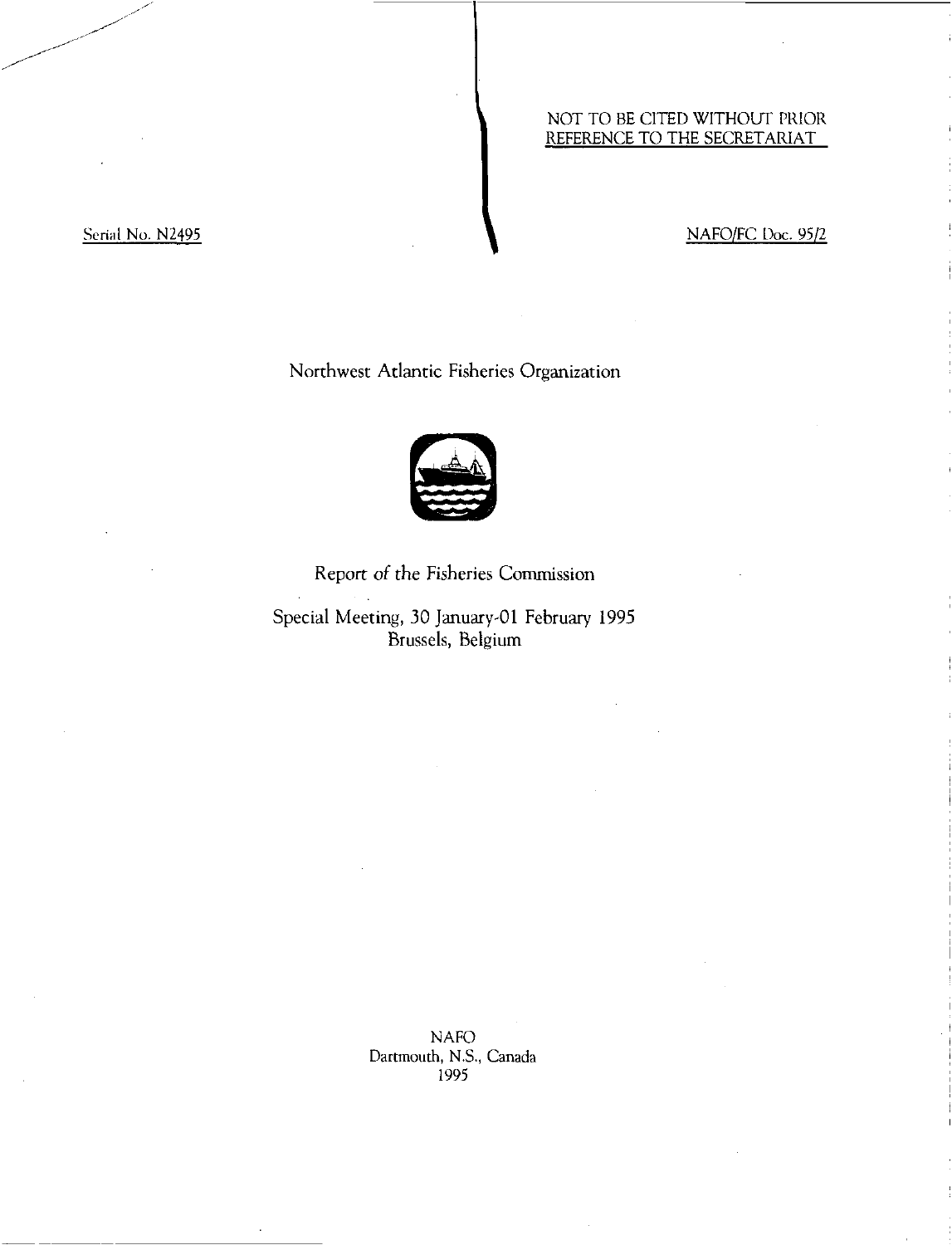NOT TO BE CITED WITHOUT PRIOR REFERENCE TO THE SECRETARIAT

Serial No. N2495

NAFO/FC Doc. 95/2

# Northwest Atlantic Fisheries Organization

## Report of the Fisheries Commission

### Special Meeting, 30 January-01 February 1995
### Brussels, Belgium

NAFO
Dartmouth, N.S., Canada
1995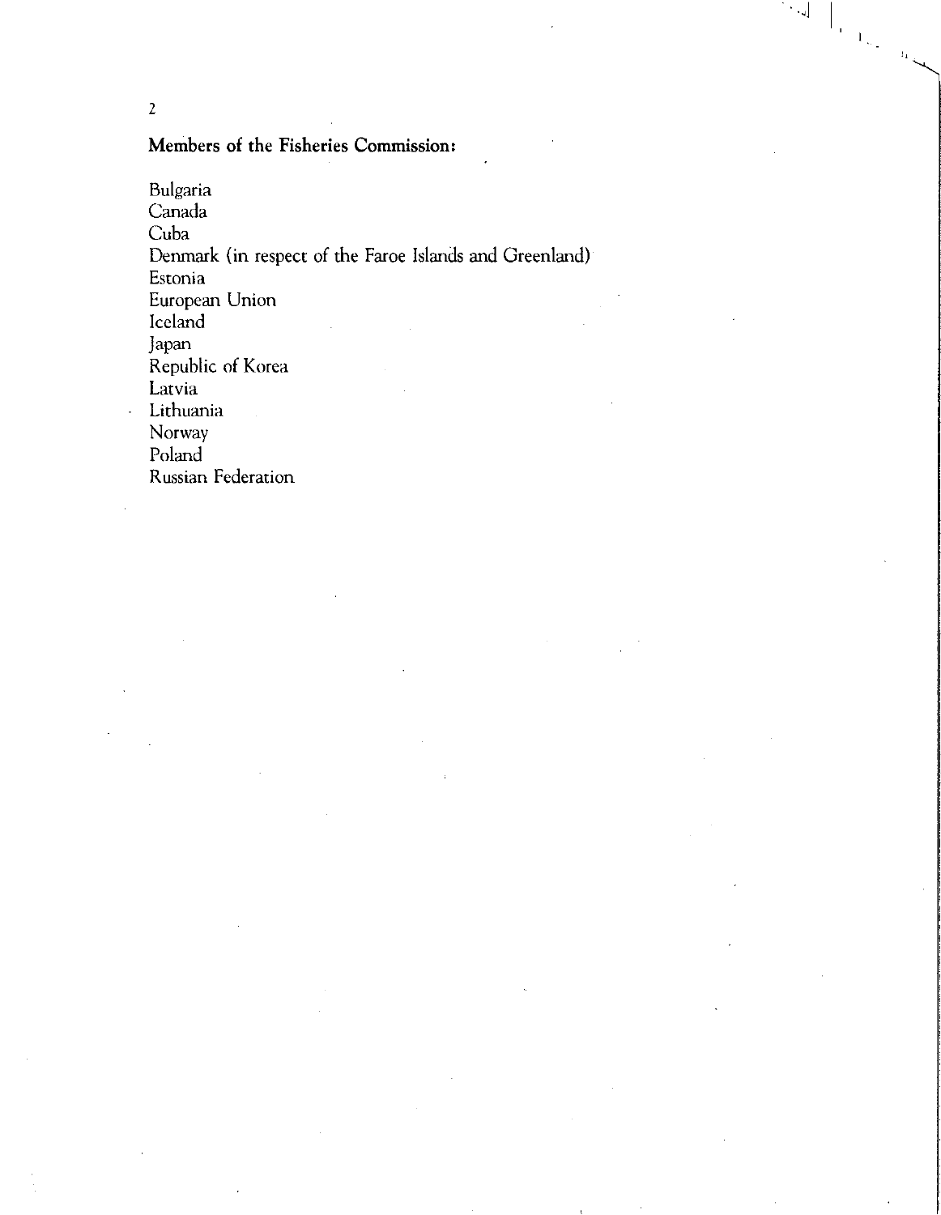**Members of the Fisheries Commission:**

Bulgaria
Canada
Cuba
Denmark (in respect of the Faroe Islands and Greenland)
Estonia
European Union
Iceland
Japan
Republic of Korea
Latvia
Lithuania
Norway
Poland
Russian Federation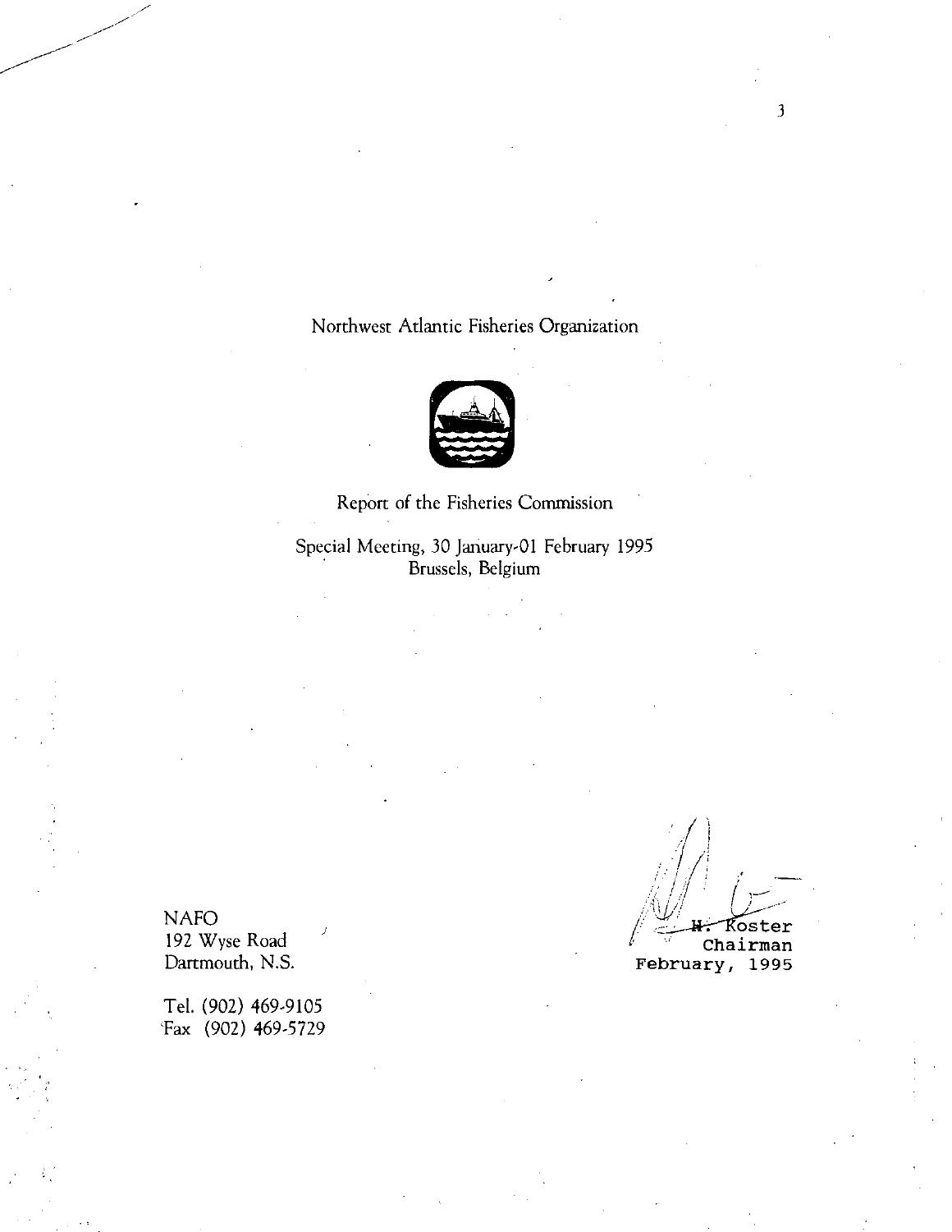Northwest Atlantic Fisheries Organization

Report of the Fisheries Commission

Special Meeting, 30 January-01 February 1995
Brussels, Belgium

NAFO
192 Wyse Road
Dartmouth, N.S.

Tel. (902) 469-9105
Fax (902) 469-5729

H. Koster
Chairman
February, 1995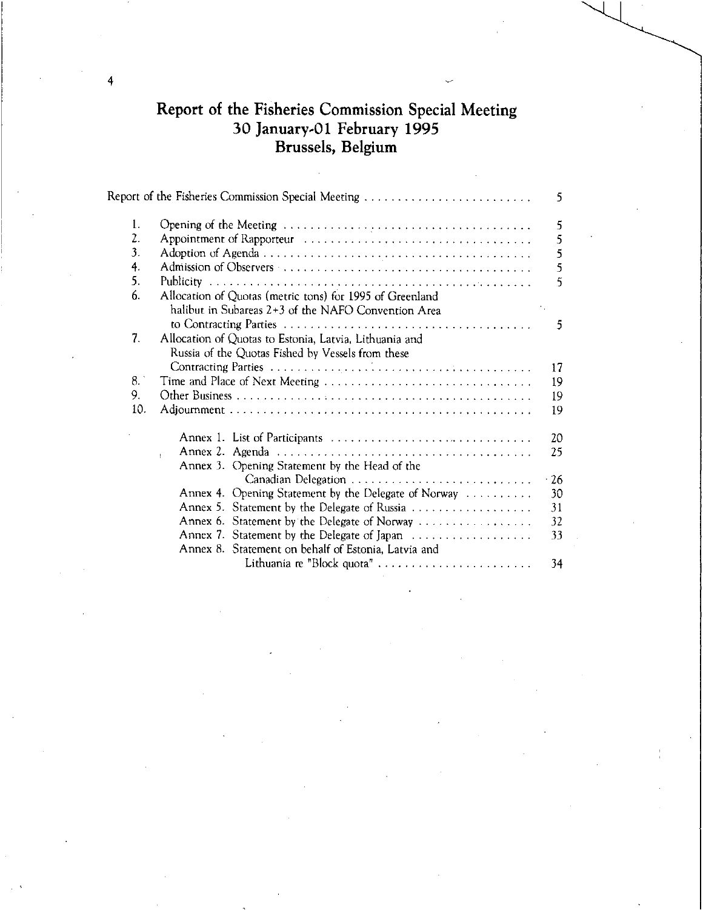# Report of the Fisheries Commission Special Meeting
# 30 January-01 February 1995
# Brussels, Belgium

| | | |
|---|---|---|
| Report of the Fisheries Commission Special Meeting | | 5 |
| 1. | Opening of the Meeting | 5 |
| 2. | Appointment of Rapporteur | 5 |
| 3. | Adoption of Agenda | 5 |
| 4. | Admission of Observers | 5 |
| 5. | Publicity | 5 |
| 6. | Allocation of Quotas (metric tons) for 1995 of Greenland halibut in Subareas 2+3 of the NAFO Convention Area to Contracting Parties | 5 |
| 7. | Allocation of Quotas to Estonia, Latvia, Lithuania and Russia of the Quotas Fished by Vessels from these Contracting Parties | 17 |
| 8. | Time and Place of Next Meeting | 19 |
| 9. | Other Business | 19 |
| 10. | Adjournment | 19 |
| | Annex 1. List of Participants | 20 |
| | Annex 2. Agenda | 25 |
| | Annex 3. Opening Statement by the Head of the Canadian Delegation | 26 |
| | Annex 4. Opening Statement by the Delegate of Norway | 30 |
| | Annex 5. Statement by the Delegate of Russia | 31 |
| | Annex 6. Statement by the Delegate of Norway | 32 |
| | Annex 7. Statement by the Delegate of Japan | 33 |
| | Annex 8. Statement on behalf of Estonia, Latvia and Lithuania re "Block quota" | 34 |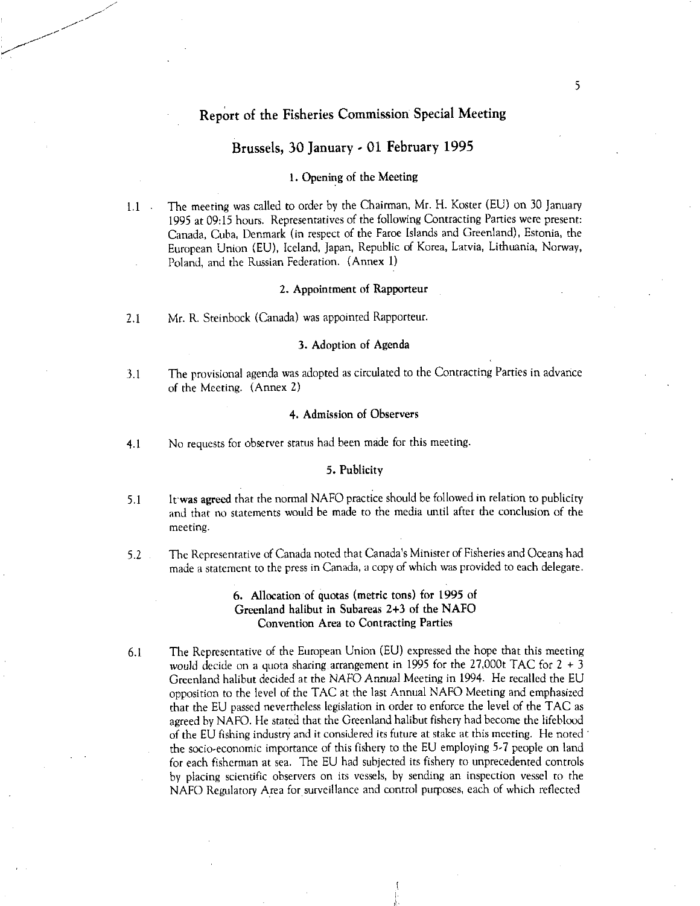# Report of the Fisheries Commission Special Meeting

## Brussels, 30 January - 01 February 1995

### 1. Opening of the Meeting

1.1 The meeting was called to order by the Chairman, Mr. H. Koster (EU) on 30 January 1995 at 09:15 hours. Representatives of the following Contracting Parties were present: Canada, Cuba, Denmark (in respect of the Faroe Islands and Greenland), Estonia, the European Union (EU), Iceland, Japan, Republic of Korea, Latvia, Lithuania, Norway, Poland, and the Russian Federation. (Annex 1)

### 2. Appointment of Rapporteur

2.1 Mr. R. Steinbock (Canada) was appointed Rapporteur.

### 3. Adoption of Agenda

3.1 The provisional agenda was adopted as circulated to the Contracting Parties in advance of the Meeting. (Annex 2)

### 4. Admission of Observers

4.1 No requests for observer status had been made for this meeting.

### 5. Publicity

5.1 It **was agreed** that the normal NAFO practice should be followed in relation to publicity and that no statements would be made to the media until after the conclusion of the meeting.

5.2 The Representative of Canada noted that Canada's Minister of Fisheries and Oceans had made a statement to the press in Canada, a copy of which was provided to each delegate.

### 6. Allocation of quotas (metric tons) for 1995 of Greenland halibut in Subareas 2+3 of the NAFO Convention Area to Contracting Parties

6.1 The Representative of the European Union (EU) expressed the hope that this meeting would decide on a quota sharing arrangement in 1995 for the 27,000t TAC for 2 + 3 Greenland halibut decided at the NAFO Annual Meeting in 1994. He recalled the EU opposition to the level of the TAC at the last Annual NAFO Meeting and emphasized that the EU passed nevertheless legislation in order to enforce the level of the TAC as agreed by NAFO. He stated that the Greenland halibut fishery had become the lifeblood of the EU fishing industry and it considered its future at stake at this meeting. He noted the socio-economic importance of this fishery to the EU employing 5-7 people on land for each fisherman at sea. The EU had subjected its fishery to unprecedented controls by placing scientific observers on its vessels, by sending an inspection vessel to the NAFO Regulatory Area for surveillance and control purposes, each of which reflected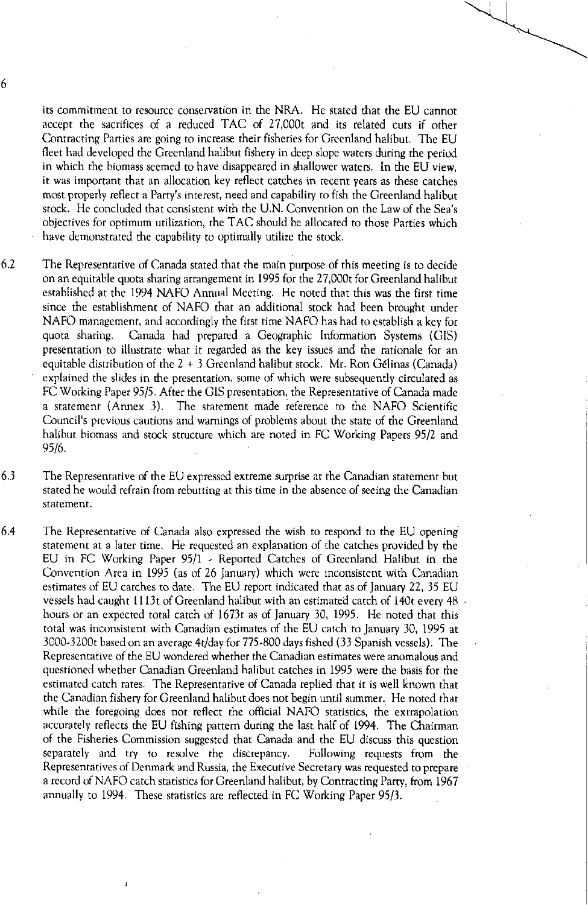its commitment to resource conservation in the NRA. He stated that the EU cannot accept the sacrifices of a reduced TAC of 27,000t and its related cuts if other Contracting Parties are going to increase their fisheries for Greenland halibut. The EU fleet had developed the Greenland halibut fishery in deep slope waters during the period in which the biomass seemed to have disappeared in shallower waters. In the EU view, it was important that an allocation key reflect catches in recent years as these catches most properly reflect a Party's interest, need and capability to fish the Greenland halibut stock. He concluded that consistent with the U.N. Convention on the Law of the Sea's objectives for optimum utilization, the TAC should be allocated to those Parties which have demonstrated the capability to optimally utilize the stock.

6.2 The Representative of Canada stated that the main purpose of this meeting is to decide on an equitable quota sharing arrangement in 1995 for the 27,000t for Greenland halibut established at the 1994 NAFO Annual Meeting. He noted that this was the first time since the establishment of NAFO that an additional stock had been brought under NAFO management, and accordingly the first time NAFO has had to establish a key for quota sharing. Canada had prepared a Geographic Information Systems (GIS) presentation to illustrate what it regarded as the key issues and the rationale for an equitable distribution of the 2 + 3 Greenland halibut stock. Mr. Ron Gélinas (Canada) explained the slides in the presentation, some of which were subsequently circulated as FC Working Paper 95/5. After the GIS presentation, the Representative of Canada made a statement (Annex 3). The statement made reference to the NAFO Scientific Council's previous cautions and warnings of problems about the state of the Greenland halibut biomass and stock structure which are noted in FC Working Papers 95/2 and 95/6.

6.3 The Representative of the EU expressed extreme surprise at the Canadian statement but stated he would refrain from rebutting at this time in the absence of seeing the Canadian statement.

6.4 The Representative of Canada also expressed the wish to respond to the EU opening statement at a later time. He requested an explanation of the catches provided by the EU in FC Working Paper 95/1 - Reported Catches of Greenland Halibut in the Convention Area in 1995 (as of 26 January) which were inconsistent with Canadian estimates of EU catches to date. The EU report indicated that as of January 22, 35 EU vessels had caught 1113t of Greenland halibut with an estimated catch of 140t every 48 hours or an expected total catch of 1673t as of January 30, 1995. He noted that this total was inconsistent with Canadian estimates of the EU catch to January 30, 1995 at 3000-3200t based on an average 4t/day for 775-800 days fished (33 Spanish vessels). The Representative of the EU wondered whether the Canadian estimates were anomalous and questioned whether Canadian Greenland halibut catches in 1995 were the basis for the estimated catch rates. The Representative of Canada replied that it is well known that the Canadian fishery for Greenland halibut does not begin until summer. He noted that while the foregoing does not reflect the official NAFO statistics, the extrapolation accurately reflects the EU fishing pattern during the last half of 1994. The Chairman of the Fisheries Commission suggested that Canada and the EU discuss this question separately and try to resolve the discrepancy. Following requests from the Representatives of Denmark and Russia, the Executive Secretary was requested to prepare a record of NAFO catch statistics for Greenland halibut, by Contracting Party, from 1967 annually to 1994. These statistics are reflected in FC Working Paper 95/3.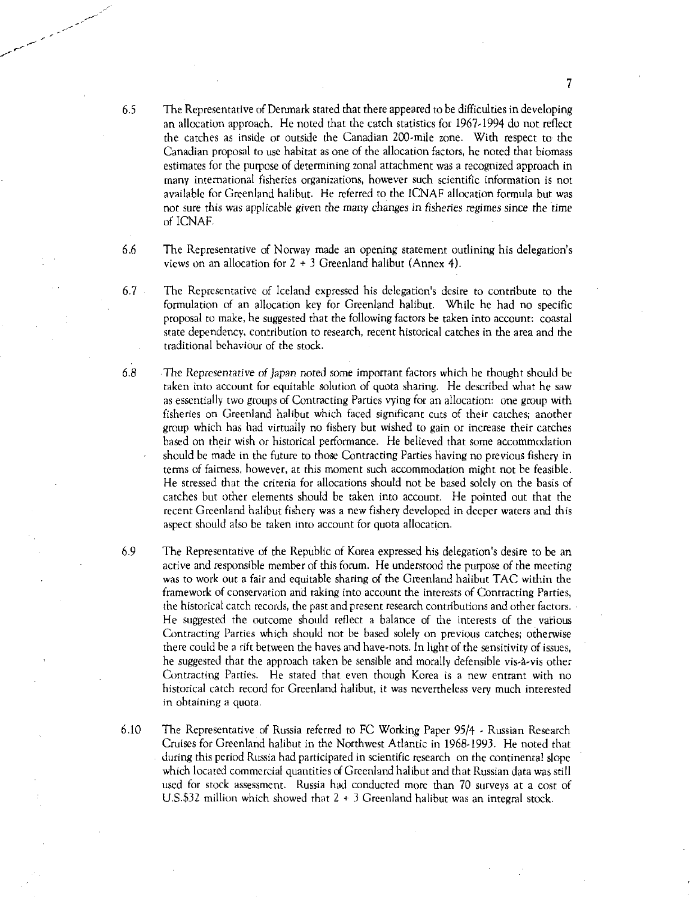6.5 The Representative of Denmark stated that there appeared to be difficulties in developing an allocation approach. He noted that the catch statistics for 1967-1994 do not reflect the catches as inside or outside the Canadian 200-mile zone. With respect to the Canadian proposal to use habitat as one of the allocation factors, he noted that biomass estimates for the purpose of determining zonal attachment was a recognized approach in many international fisheries organizations, however such scientific information is not available for Greenland halibut. He referred to the ICNAF allocation formula but was not sure this was applicable given the many changes in fisheries regimes since the time of ICNAF.

6.6 The Representative of Norway made an opening statement outlining his delegation's views on an allocation for 2 + 3 Greenland halibut (Annex 4).

6.7 The Representative of Iceland expressed his delegation's desire to contribute to the formulation of an allocation key for Greenland halibut. While he had no specific proposal to make, he suggested that the following factors be taken into account: coastal state dependency, contribution to research, recent historical catches in the area and the traditional behaviour of the stock.

6.8 The Representative of Japan noted some important factors which he thought should be taken into account for equitable solution of quota sharing. He described what he saw as essentially two groups of Contracting Parties vying for an allocation: one group with fisheries on Greenland halibut which faced significant cuts of their catches; another group which has had virtually no fishery but wished to gain or increase their catches based on their wish or historical performance. He believed that some accommodation should be made in the future to those Contracting Parties having no previous fishery in terms of fairness, however, at this moment such accommodation might not be feasible. He stressed that the criteria for allocations should not be based solely on the basis of catches but other elements should be taken into account. He pointed out that the recent Greenland halibut fishery was a new fishery developed in deeper waters and this aspect should also be taken into account for quota allocation.

6.9 The Representative of the Republic of Korea expressed his delegation's desire to be an active and responsible member of this forum. He understood the purpose of the meeting was to work out a fair and equitable sharing of the Greenland halibut TAC within the framework of conservation and taking into account the interests of Contracting Parties, the historical catch records, the past and present research contributions and other factors. He suggested the outcome should reflect a balance of the interests of the various Contracting Parties which should not be based solely on previous catches; otherwise there could be a rift between the haves and have-nots. In light of the sensitivity of issues, he suggested that the approach taken be sensible and morally defensible vis-à-vis other Contracting Parties. He stated that even though Korea is a new entrant with no historical catch record for Greenland halibut, it was nevertheless very much interested in obtaining a quota.

6.10 The Representative of Russia referred to FC Working Paper 95/4 - Russian Research Cruises for Greenland halibut in the Northwest Atlantic in 1968-1993. He noted that during this period Russia had participated in scientific research on the continental slope which located commercial quantities of Greenland halibut and that Russian data was still used for stock assessment. Russia had conducted more than 70 surveys at a cost of U.S.$32 million which showed that 2 + 3 Greenland halibut was an integral stock.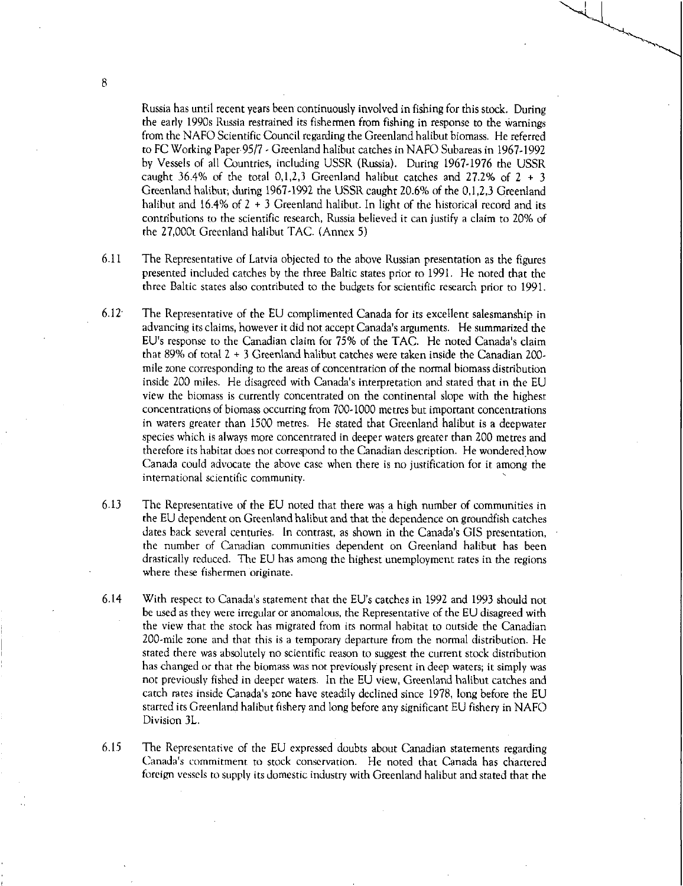Russia has until recent years been continuously involved in fishing for this stock. During the early 1990s Russia restrained its fishermen from fishing in response to the warnings from the NAFO Scientific Council regarding the Greenland halibut biomass. He referred to FC Working Paper 95/7 - Greenland halibut catches in NAFO Subareas in 1967-1992 by Vessels of all Countries, including USSR (Russia). During 1967-1976 the USSR caught 36.4% of the total 0,1,2,3 Greenland halibut catches and 27.2% of 2 + 3 Greenland halibut; during 1967-1992 the USSR caught 20.6% of the 0,1,2,3 Greenland halibut and 16.4% of 2 + 3 Greenland halibut. In light of the historical record and its contributions to the scientific research, Russia believed it can justify a claim to 20% of the 27,000t Greenland halibut TAC. (Annex 5)

6.11 The Representative of Latvia objected to the above Russian presentation as the figures presented included catches by the three Baltic states prior to 1991. He noted that the three Baltic states also contributed to the budgets for scientific research prior to 1991.

6.12 The Representative of the EU complimented Canada for its excellent salesmanship in advancing its claims, however it did not accept Canada's arguments. He summarized the EU's response to the Canadian claim for 75% of the TAC. He noted Canada's claim that 89% of total 2 + 3 Greenland halibut catches were taken inside the Canadian 200-mile zone corresponding to the areas of concentration of the normal biomass distribution inside 200 miles. He disagreed with Canada's interpretation and stated that in the EU view the biomass is currently concentrated on the continental slope with the highest concentrations of biomass occurring from 700-1000 metres but important concentrations in waters greater than 1500 metres. He stated that Greenland halibut is a deepwater species which is always more concentrated in deeper waters greater than 200 metres and therefore its habitat does not correspond to the Canadian description. He wondered how Canada could advocate the above case when there is no justification for it among the international scientific community.

6.13 The Representative of the EU noted that there was a high number of communities in the EU dependent on Greenland halibut and that the dependence on groundfish catches dates back several centuries. In contrast, as shown in the Canada's GIS presentation, the number of Canadian communities dependent on Greenland halibut has been drastically reduced. The EU has among the highest unemployment rates in the regions where these fishermen originate.

6.14 With respect to Canada's statement that the EU's catches in 1992 and 1993 should not be used as they were irregular or anomalous, the Representative of the EU disagreed with the view that the stock has migrated from its normal habitat to outside the Canadian 200-mile zone and that this is a temporary departure from the normal distribution. He stated there was absolutely no scientific reason to suggest the current stock distribution has changed or that the biomass was not previously present in deep waters; it simply was not previously fished in deeper waters. In the EU view, Greenland halibut catches and catch rates inside Canada's zone have steadily declined since 1978, long before the EU started its Greenland halibut fishery and long before any significant EU fishery in NAFO Division 3L.

6.15 The Representative of the EU expressed doubts about Canadian statements regarding Canada's commitment to stock conservation. He noted that Canada has chartered foreign vessels to supply its domestic industry with Greenland halibut and stated that the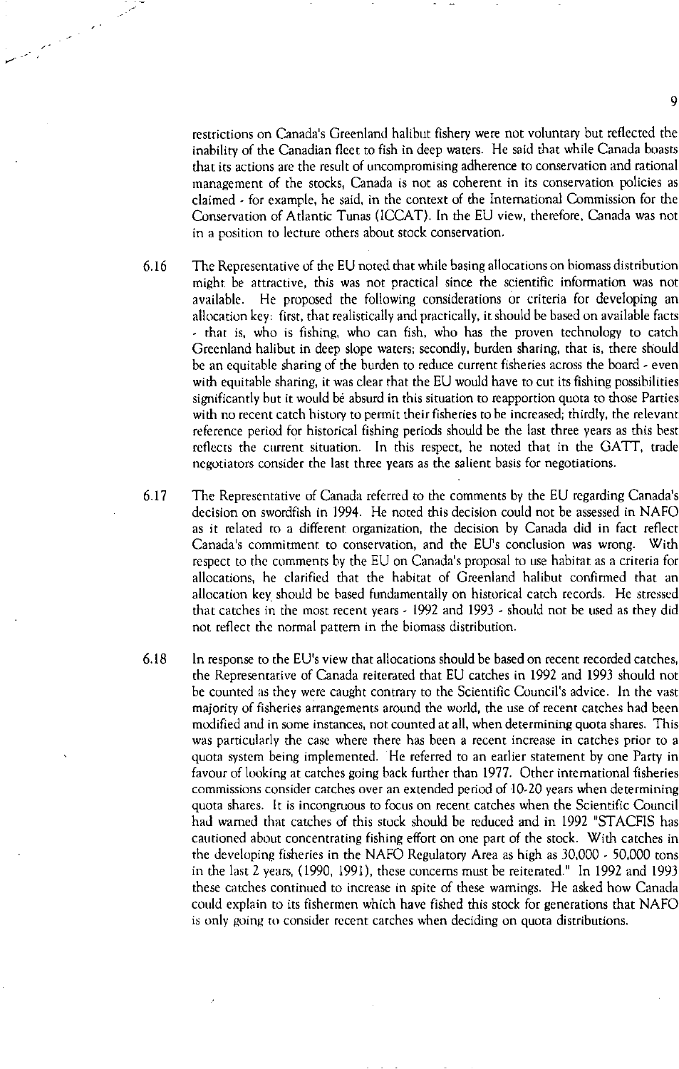restrictions on Canada's Greenland halibut fishery were not voluntary but reflected the inability of the Canadian fleet to fish in deep waters. He said that while Canada boasts that its actions are the result of uncompromising adherence to conservation and rational management of the stocks, Canada is not as coherent in its conservation policies as claimed - for example, he said, in the context of the International Commission for the Conservation of Atlantic Tunas (ICCAT). In the EU view, therefore, Canada was not in a position to lecture others about stock conservation.

6.16 The Representative of the EU noted that while basing allocations on biomass distribution might be attractive, this was not practical since the scientific information was not available. He proposed the following considerations or criteria for developing an allocation key: first, that realistically and practically, it should be based on available facts - that is, who is fishing, who can fish, who has the proven technology to catch Greenland halibut in deep slope waters; secondly, burden sharing, that is, there should be an equitable sharing of the burden to reduce current fisheries across the board - even with equitable sharing, it was clear that the EU would have to cut its fishing possibilities significantly but it would be absurd in this situation to reapportion quota to those Parties with no recent catch history to permit their fisheries to be increased; thirdly, the relevant reference period for historical fishing periods should be the last three years as this best reflects the current situation. In this respect, he noted that in the GATT, trade negotiators consider the last three years as the salient basis for negotiations.

6.17 The Representative of Canada referred to the comments by the EU regarding Canada's decision on swordfish in 1994. He noted this decision could not be assessed in NAFO as it related to a different organization, the decision by Canada did in fact reflect Canada's commitment to conservation, and the EU's conclusion was wrong. With respect to the comments by the EU on Canada's proposal to use habitat as a criteria for allocations, he clarified that the habitat of Greenland halibut confirmed that an allocation key should be based fundamentally on historical catch records. He stressed that catches in the most recent years - 1992 and 1993 - should not be used as they did not reflect the normal pattern in the biomass distribution.

6.18 In response to the EU's view that allocations should be based on recent recorded catches, the Representative of Canada reiterated that EU catches in 1992 and 1993 should not be counted as they were caught contrary to the Scientific Council's advice. In the vast majority of fisheries arrangements around the world, the use of recent catches had been modified and in some instances, not counted at all, when determining quota shares. This was particularly the case where there has been a recent increase in catches prior to a quota system being implemented. He referred to an earlier statement by one Party in favour of looking at catches going back further than 1977. Other international fisheries commissions consider catches over an extended period of 10-20 years when determining quota shares. It is incongruous to focus on recent catches when the Scientific Council had warned that catches of this stock should be reduced and in 1992 "STACFIS has cautioned about concentrating fishing effort on one part of the stock. With catches in the developing fisheries in the NAFO Regulatory Area as high as 30,000 - 50,000 tons in the last 2 years, (1990, 1991), these concerns must be reiterated." In 1992 and 1993 these catches continued to increase in spite of these warnings. He asked how Canada could explain to its fishermen which have fished this stock for generations that NAFO is only going to consider recent catches when deciding on quota distributions.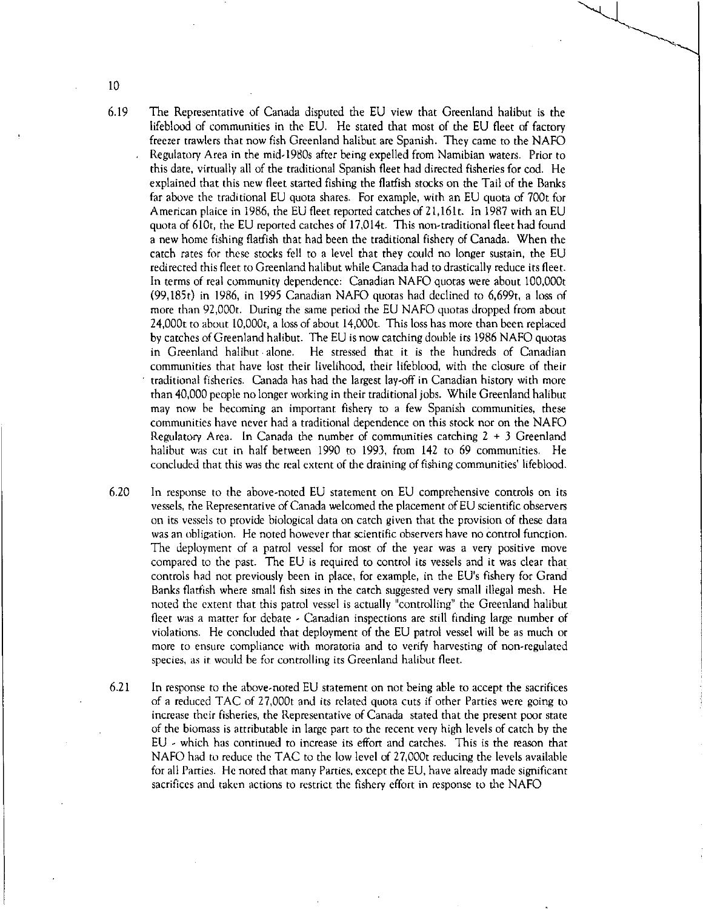6.19 The Representative of Canada disputed the EU view that Greenland halibut is the lifeblood of communities in the EU. He stated that most of the EU fleet of factory freezer trawlers that now fish Greenland halibut are Spanish. They came to the NAFO Regulatory Area in the mid-1980s after being expelled from Namibian waters. Prior to this date, virtually all of the traditional Spanish fleet had directed fisheries for cod. He explained that this new fleet started fishing the flatfish stocks on the Tail of the Banks far above the traditional EU quota shares. For example, with an EU quota of 700t for American plaice in 1986, the EU fleet reported catches of 21,161t. In 1987 with an EU quota of 610t, the EU reported catches of 17,014t. This non-traditional fleet had found a new home fishing flatfish that had been the traditional fishery of Canada. When the catch rates for these stocks fell to a level that they could no longer sustain, the EU redirected this fleet to Greenland halibut while Canada had to drastically reduce its fleet. In terms of real community dependence: Canadian NAFO quotas were about 100,000t (99,185t) in 1986, in 1995 Canadian NAFO quotas had declined to 6,699t, a loss of more than 92,000t. During the same period the EU NAFO quotas dropped from about 24,000t to about 10,000t, a loss of about 14,000t. This loss has more than been replaced by catches of Greenland halibut. The EU is now catching double its 1986 NAFO quotas in Greenland halibut alone. He stressed that it is the hundreds of Canadian communities that have lost their livelihood, their lifeblood, with the closure of their traditional fisheries. Canada has had the largest lay-off in Canadian history with more than 40,000 people no longer working in their traditional jobs. While Greenland halibut may now be becoming an important fishery to a few Spanish communities, these communities have never had a traditional dependence on this stock nor on the NAFO Regulatory Area. In Canada the number of communities catching 2 + 3 Greenland halibut was cut in half between 1990 to 1993, from 142 to 69 communities. He concluded that this was the real extent of the draining of fishing communities' lifeblood.

6.20 In response to the above-noted EU statement on EU comprehensive controls on its vessels, the Representative of Canada welcomed the placement of EU scientific observers on its vessels to provide biological data on catch given that the provision of these data was an obligation. He noted however that scientific observers have no control function. The deployment of a patrol vessel for most of the year was a very positive move compared to the past. The EU is required to control its vessels and it was clear that controls had not previously been in place, for example, in the EU's fishery for Grand Banks flatfish where small fish sizes in the catch suggested very small illegal mesh. He noted the extent that this patrol vessel is actually "controlling" the Greenland halibut fleet was a matter for debate - Canadian inspections are still finding large number of violations. He concluded that deployment of the EU patrol vessel will be as much or more to ensure compliance with moratoria and to verify harvesting of non-regulated species, as it would be for controlling its Greenland halibut fleet.

6.21 In response to the above-noted EU statement on not being able to accept the sacrifices of a reduced TAC of 27,000t and its related quota cuts if other Parties were going to increase their fisheries, the Representative of Canada stated that the present poor state of the biomass is attributable in large part to the recent very high levels of catch by the EU - which has continued to increase its effort and catches. This is the reason that NAFO had to reduce the TAC to the low level of 27,000t reducing the levels available for all Parties. He noted that many Parties, except the EU, have already made significant sacrifices and taken actions to restrict the fishery effort in response to the NAFO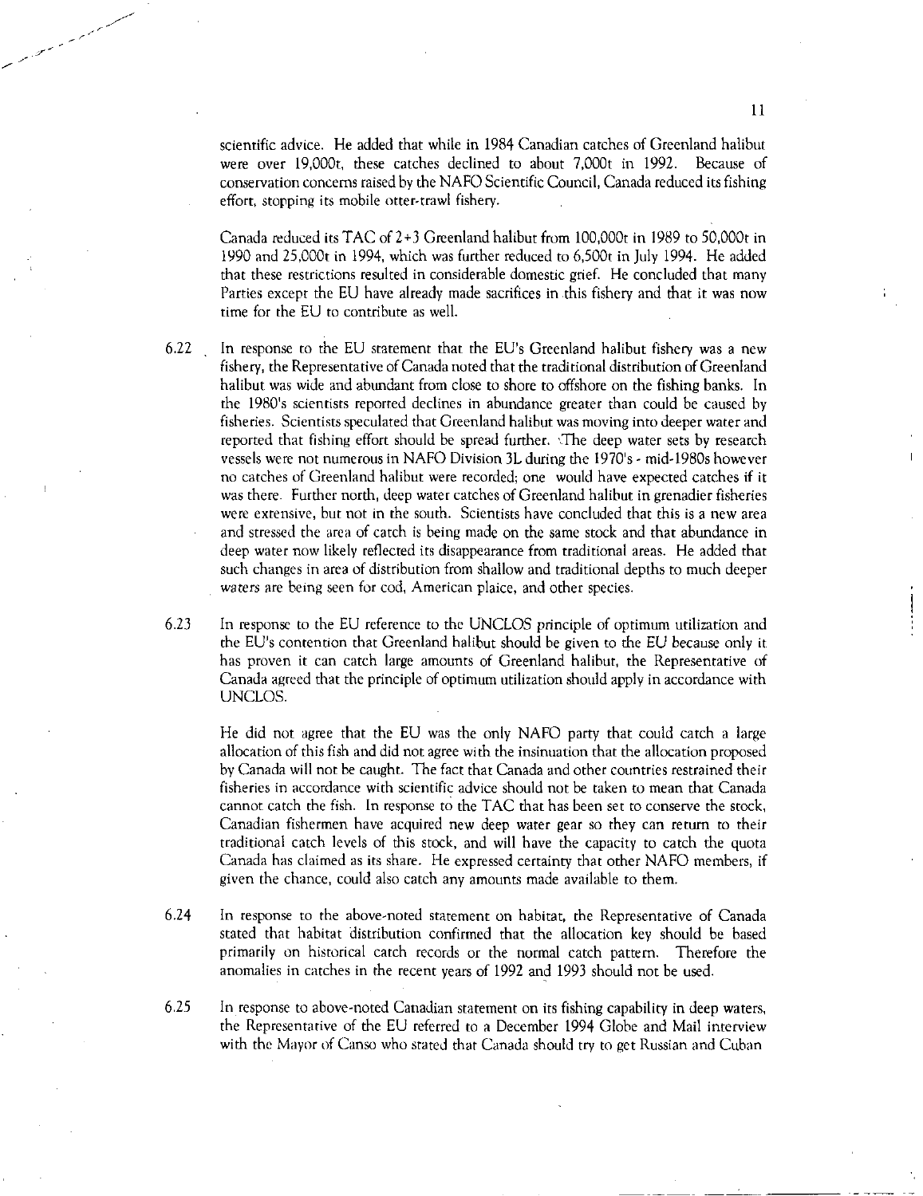scientific advice. He added that while in 1984 Canadian catches of Greenland halibut were over 19,000t, these catches declined to about 7,000t in 1992. Because of conservation concerns raised by the NAFO Scientific Council, Canada reduced its fishing effort, stopping its mobile otter-trawl fishery.

Canada reduced its TAC of 2+3 Greenland halibut from 100,000t in 1989 to 50,000t in 1990 and 25,000t in 1994, which was further reduced to 6,500t in July 1994. He added that these restrictions resulted in considerable domestic grief. He concluded that many Parties except the EU have already made sacrifices in this fishery and that it was now time for the EU to contribute as well.

6.22 In response to the EU statement that the EU's Greenland halibut fishery was a new fishery, the Representative of Canada noted that the traditional distribution of Greenland halibut was wide and abundant from close to shore to offshore on the fishing banks. In the 1980's scientists reported declines in abundance greater than could be caused by fisheries. Scientists speculated that Greenland halibut was moving into deeper water and reported that fishing effort should be spread further. The deep water sets by research vessels were not numerous in NAFO Division 3L during the 1970's - mid-1980s however no catches of Greenland halibut were recorded; one would have expected catches if it was there. Further north, deep water catches of Greenland halibut in grenadier fisheries were extensive, but not in the south. Scientists have concluded that this is a new area and stressed the area of catch is being made on the same stock and that abundance in deep water now likely reflected its disappearance from traditional areas. He added that such changes in area of distribution from shallow and traditional depths to much deeper waters are being seen for cod, American plaice, and other species.

6.23 In response to the EU reference to the UNCLOS principle of optimum utilization and the EU's contention that Greenland halibut should be given to the EU because only it has proven it can catch large amounts of Greenland halibut, the Representative of Canada agreed that the principle of optimum utilization should apply in accordance with UNCLOS.

He did not agree that the EU was the only NAFO party that could catch a large allocation of this fish and did not agree with the insinuation that the allocation proposed by Canada will not be caught. The fact that Canada and other countries restrained their fisheries in accordance with scientific advice should not be taken to mean that Canada cannot catch the fish. In response to the TAC that has been set to conserve the stock, Canadian fishermen have acquired new deep water gear so they can return to their traditional catch levels of this stock, and will have the capacity to catch the quota Canada has claimed as its share. He expressed certainty that other NAFO members, if given the chance, could also catch any amounts made available to them.

6.24 In response to the above-noted statement on habitat, the Representative of Canada stated that habitat distribution confirmed that the allocation key should be based primarily on historical catch records or the normal catch pattern. Therefore the anomalies in catches in the recent years of 1992 and 1993 should not be used.

6.25 In response to above-noted Canadian statement on its fishing capability in deep waters, the Representative of the EU referred to a December 1994 Globe and Mail interview with the Mayor of Canso who stated that Canada should try to get Russian and Cuban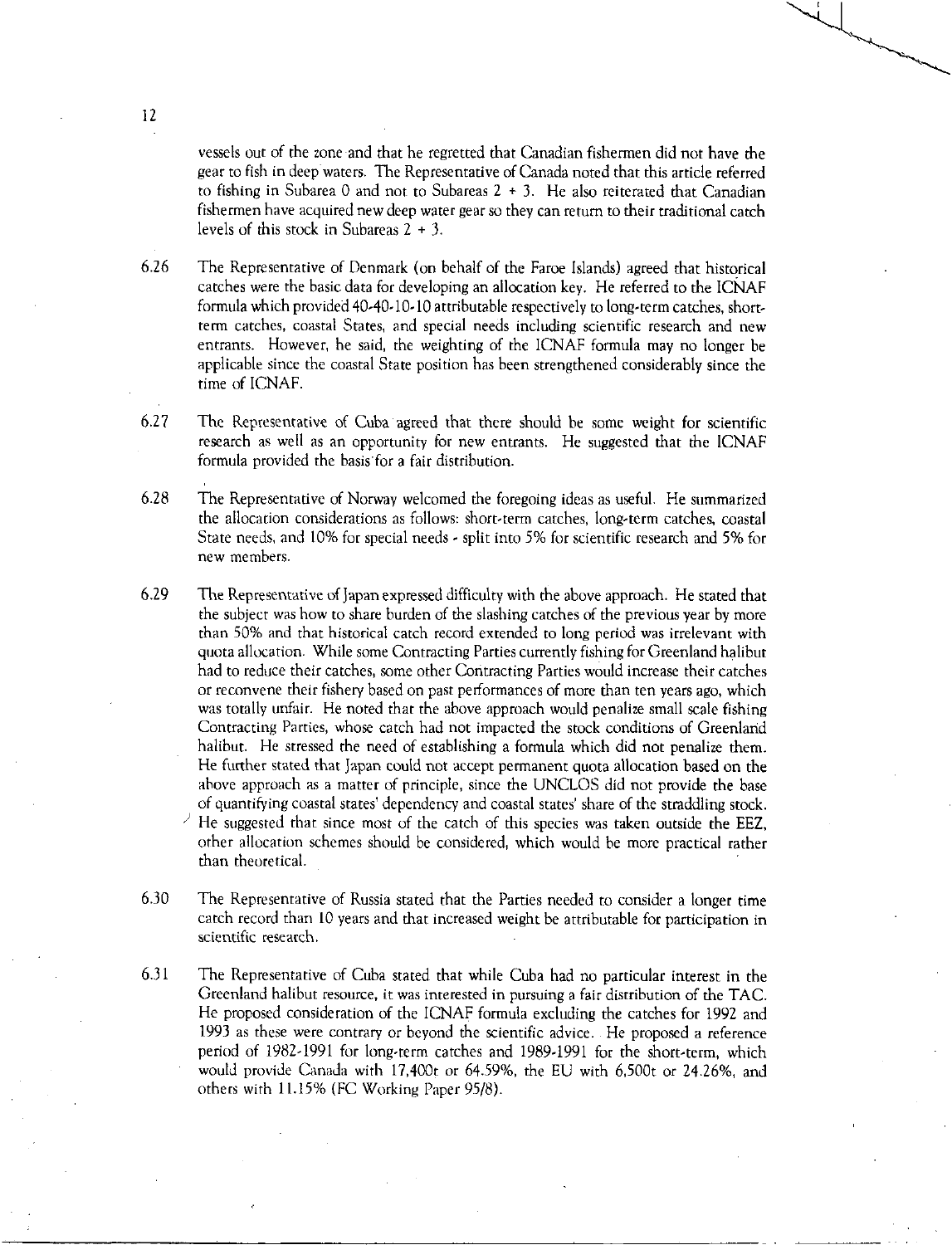vessels out of the zone and that he regretted that Canadian fishermen did not have the gear to fish in deep waters. The Representative of Canada noted that this article referred to fishing in Subarea 0 and not to Subareas 2 + 3. He also reiterated that Canadian fishermen have acquired new deep water gear so they can return to their traditional catch levels of this stock in Subareas 2 + 3.

6.26 The Representative of Denmark (on behalf of the Faroe Islands) agreed that historical catches were the basic data for developing an allocation key. He referred to the ICNAF formula which provided 40-40-10-10 attributable respectively to long-term catches, short-term catches, coastal States, and special needs including scientific research and new entrants. However, he said, the weighting of the ICNAF formula may no longer be applicable since the coastal State position has been strengthened considerably since the time of ICNAF.

6.27 The Representative of Cuba agreed that there should be some weight for scientific research as well as an opportunity for new entrants. He suggested that the ICNAF formula provided the basis for a fair distribution.

6.28 The Representative of Norway welcomed the foregoing ideas as useful. He summarized the allocation considerations as follows: short-term catches, long-term catches, coastal State needs, and 10% for special needs - split into 5% for scientific research and 5% for new members.

6.29 The Representative of Japan expressed difficulty with the above approach. He stated that the subject was how to share burden of the slashing catches of the previous year by more than 50% and that historical catch record extended to long period was irrelevant with quota allocation. While some Contracting Parties currently fishing for Greenland halibut had to reduce their catches, some other Contracting Parties would increase their catches or reconvene their fishery based on past performances of more than ten years ago, which was totally unfair. He noted that the above approach would penalize small scale fishing Contracting Parties, whose catch had not impacted the stock conditions of Greenland halibut. He stressed the need of establishing a formula which did not penalize them. He further stated that Japan could not accept permanent quota allocation based on the above approach as a matter of principle, since the UNCLOS did not provide the base of quantifying coastal states' dependency and coastal states' share of the straddling stock. He suggested that since most of the catch of this species was taken outside the EEZ, other allocation schemes should be considered, which would be more practical rather than theoretical.

6.30 The Representative of Russia stated that the Parties needed to consider a longer time catch record than 10 years and that increased weight be attributable for participation in scientific research.

6.31 The Representative of Cuba stated that while Cuba had no particular interest in the Greenland halibut resource, it was interested in pursuing a fair distribution of the TAC. He proposed consideration of the ICNAF formula excluding the catches for 1992 and 1993 as these were contrary or beyond the scientific advice. He proposed a reference period of 1982-1991 for long-term catches and 1989-1991 for the short-term, which would provide Canada with 17,400t or 64.59%, the EU with 6,500t or 24.26%, and others with 11.15% (FC Working Paper 95/8).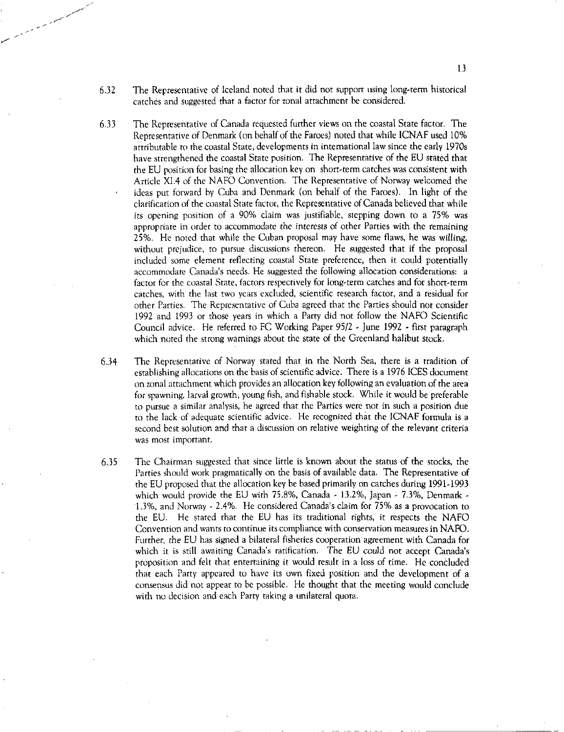6.32 The Representative of Iceland noted that it did not support using long-term historical catches and suggested that a factor for zonal attachment be considered.

6.33 The Representative of Canada requested further views on the coastal State factor. The Representative of Denmark (on behalf of the Faroes) noted that while ICNAF used 10% attributable to the coastal State, developments in international law since the early 1970s have strengthened the coastal State position. The Representative of the EU stated that the EU position for basing the allocation key on short-term catches was consistent with Article XI.4 of the NAFO Convention. The Representative of Norway welcomed the ideas put forward by Cuba and Denmark (on behalf of the Faroes). In light of the clarification of the coastal State factor, the Representative of Canada believed that while its opening position of a 90% claim was justifiable, stepping down to a 75% was appropriate in order to accommodate the interests of other Parties with the remaining 25%. He noted that while the Cuban proposal may have some flaws, he was willing, without prejudice, to pursue discussions thereon. He suggested that if the proposal included some element reflecting coastal State preference, then it could potentially accommodate Canada's needs. He suggested the following allocation considerations: a factor for the coastal State, factors respectively for long-term catches and for short-term catches, with the last two years excluded, scientific research factor, and a residual for other Parties. The Representative of Cuba agreed that the Parties should not consider 1992 and 1993 or those years in which a Party did not follow the NAFO Scientific Council advice. He referred to FC Working Paper 95/2 - June 1992 - first paragraph which noted the strong warnings about the state of the Greenland halibut stock.

6.34 The Representative of Norway stated that in the North Sea, there is a tradition of establishing allocations on the basis of scientific advice. There is a 1976 ICES document on zonal attachment which provides an allocation key following an evaluation of the area for spawning, larval growth, young fish, and fishable stock. While it would be preferable to pursue a similar analysis, he agreed that the Parties were not in such a position due to the lack of adequate scientific advice. He recognized that the ICNAF formula is a second best solution and that a discussion on relative weighting of the relevant criteria was most important.

6.35 The Chairman suggested that since little is known about the status of the stocks, the Parties should work pragmatically on the basis of available data. The Representative of the EU proposed that the allocation key be based primarily on catches during 1991-1993 which would provide the EU with 75.8%, Canada - 13.2%, Japan - 7.3%, Denmark - 1.3%, and Norway - 2.4%. He considered Canada's claim for 75% as a provocation to the EU. He stated that the EU has its traditional rights, it respects the NAFO Convention and wants to continue its compliance with conservation measures in NAFO. Further, the EU has signed a bilateral fisheries cooperation agreement with Canada for which it is still awaiting Canada's ratification. The EU could not accept Canada's proposition and felt that entertaining it would result in a loss of time. He concluded that each Party appeared to have its own fixed position and the development of a consensus did not appear to be possible. He thought that the meeting would conclude with no decision and each Party taking a unilateral quota.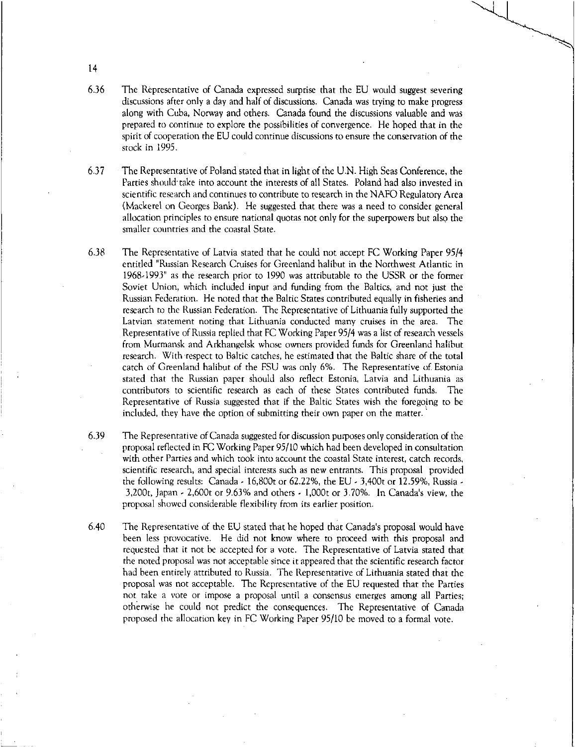6.36 The Representative of Canada expressed surprise that the EU would suggest severing discussions after only a day and half of discussions. Canada was trying to make progress along with Cuba, Norway and others. Canada found the discussions valuable and was prepared to continue to explore the possibilities of convergence. He hoped that in the spirit of cooperation the EU could continue discussions to ensure the conservation of the stock in 1995.

6.37 The Representative of Poland stated that in light of the U.N. High Seas Conference, the Parties should take into account the interests of all States. Poland had also invested in scientific research and continues to contribute to research in the NAFO Regulatory Area (Mackerel on Georges Bank). He suggested that there was a need to consider general allocation principles to ensure national quotas not only for the superpowers but also the smaller countries and the coastal State.

6.38 The Representative of Latvia stated that he could not accept FC Working Paper 95/4 entitled "Russian Research Cruises for Greenland halibut in the Northwest Atlantic in 1968-1993" as the research prior to 1990 was attributable to the USSR or the former Soviet Union, which included input and funding from the Baltics, and not just the Russian Federation. He noted that the Baltic States contributed equally in fisheries and research to the Russian Federation. The Representative of Lithuania fully supported the Latvian statement noting that Lithuania conducted many cruises in the area. The Representative of Russia replied that FC Working Paper 95/4 was a list of research vessels from Murmansk and Arkhangelsk whose owners provided funds for Greenland halibut research. With respect to Baltic catches, he estimated that the Baltic share of the total catch of Greenland halibut of the FSU was only 6%. The Representative of Estonia stated that the Russian paper should also reflect Estonia, Latvia and Lithuania as contributors to scientific research as each of these States contributed funds. The Representative of Russia suggested that if the Baltic States wish the foregoing to be included, they have the option of submitting their own paper on the matter.

6.39 The Representative of Canada suggested for discussion purposes only consideration of the proposal reflected in FC Working Paper 95/10 which had been developed in consultation with other Parties and which took into account the coastal State interest, catch records, scientific research, and special interests such as new entrants. This proposal provided the following results: Canada - 16,800t or 62.22%, the EU - 3,400t or 12.59%, Russia - 3,200t, Japan - 2,600t or 9.63% and others - 1,000t or 3.70%. In Canada's view, the proposal showed considerable flexibility from its earlier position.

6.40 The Representative of the EU stated that he hoped that Canada's proposal would have been less provocative. He did not know where to proceed with this proposal and requested that it not be accepted for a vote. The Representative of Latvia stated that the noted proposal was not acceptable since it appeared that the scientific research factor had been entirely attributed to Russia. The Representative of Lithuania stated that the proposal was not acceptable. The Representative of the EU requested that the Parties not take a vote or impose a proposal until a consensus emerges among all Parties; otherwise he could not predict the consequences. The Representative of Canada proposed the allocation key in FC Working Paper 95/10 be moved to a formal vote.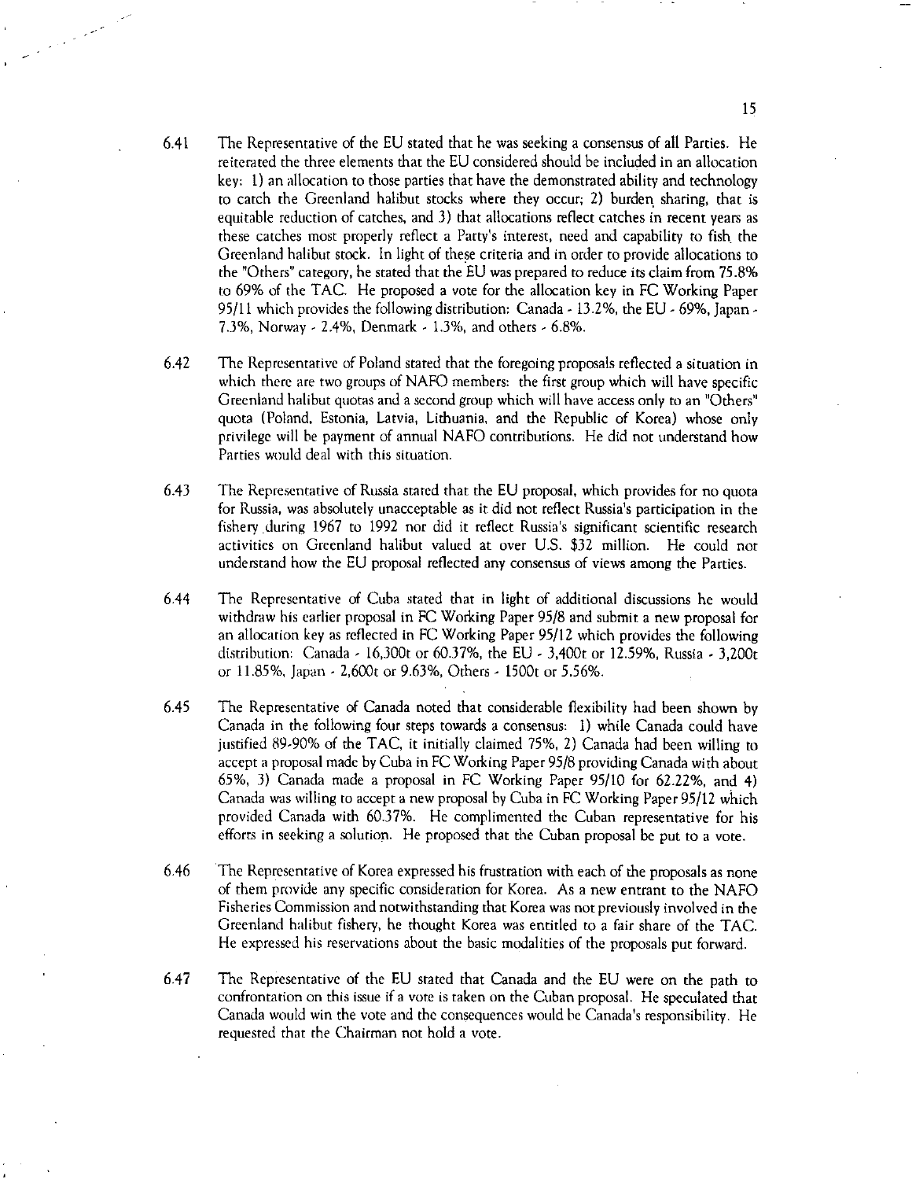6.41 The Representative of the EU stated that he was seeking a consensus of all Parties. He reiterated the three elements that the EU considered should be included in an allocation key: 1) an allocation to those parties that have the demonstrated ability and technology to catch the Greenland halibut stocks where they occur; 2) burden sharing, that is equitable reduction of catches, and 3) that allocations reflect catches in recent years as these catches most properly reflect a Party's interest, need and capability to fish the Greenland halibut stock. In light of these criteria and in order to provide allocations to the "Others" category, he stated that the EU was prepared to reduce its claim from 75.8% to 69% of the TAC. He proposed a vote for the allocation key in FC Working Paper 95/11 which provides the following distribution: Canada - 13.2%, the EU - 69%, Japan - 7.3%, Norway - 2.4%, Denmark - 1.3%, and others - 6.8%.

6.42 The Representative of Poland stated that the foregoing proposals reflected a situation in which there are two groups of NAFO members: the first group which will have specific Greenland halibut quotas and a second group which will have access only to an "Others" quota (Poland, Estonia, Latvia, Lithuania, and the Republic of Korea) whose only privilege will be payment of annual NAFO contributions. He did not understand how Parties would deal with this situation.

6.43 The Representative of Russia stated that the EU proposal, which provides for no quota for Russia, was absolutely unacceptable as it did not reflect Russia's participation in the fishery during 1967 to 1992 nor did it reflect Russia's significant scientific research activities on Greenland halibut valued at over U.S. $32 million. He could not understand how the EU proposal reflected any consensus of views among the Parties.

6.44 The Representative of Cuba stated that in light of additional discussions he would withdraw his earlier proposal in FC Working Paper 95/8 and submit a new proposal for an allocation key as reflected in FC Working Paper 95/12 which provides the following distribution: Canada - 16,300t or 60.37%, the EU - 3,400t or 12.59%, Russia - 3,200t or 11.85%, Japan - 2,600t or 9.63%, Others - 1500t or 5.56%.

6.45 The Representative of Canada noted that considerable flexibility had been shown by Canada in the following four steps towards a consensus: 1) while Canada could have justified 89-90% of the TAC, it initially claimed 75%, 2) Canada had been willing to accept a proposal made by Cuba in FC Working Paper 95/8 providing Canada with about 65%, 3) Canada made a proposal in FC Working Paper 95/10 for 62.22%, and 4) Canada was willing to accept a new proposal by Cuba in FC Working Paper 95/12 which provided Canada with 60.37%. He complimented the Cuban representative for his efforts in seeking a solution. He proposed that the Cuban proposal be put to a vote.

6.46 The Representative of Korea expressed his frustration with each of the proposals as none of them provide any specific consideration for Korea. As a new entrant to the NAFO Fisheries Commission and notwithstanding that Korea was not previously involved in the Greenland halibut fishery, he thought Korea was entitled to a fair share of the TAC. He expressed his reservations about the basic modalities of the proposals put forward.

6.47 The Representative of the EU stated that Canada and the EU were on the path to confrontation on this issue if a vote is taken on the Cuban proposal. He speculated that Canada would win the vote and the consequences would be Canada's responsibility. He requested that the Chairman not hold a vote.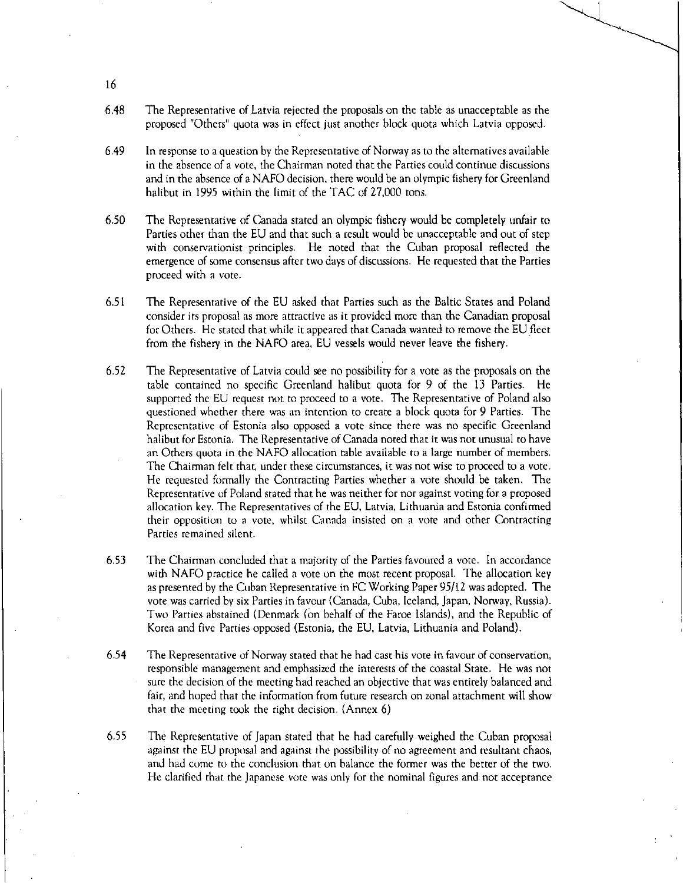6.48 The Representative of Latvia rejected the proposals on the table as unacceptable as the proposed "Others" quota was in effect just another block quota which Latvia opposed.

6.49 In response to a question by the Representative of Norway as to the alternatives available in the absence of a vote, the Chairman noted that the Parties could continue discussions and in the absence of a NAFO decision, there would be an olympic fishery for Greenland halibut in 1995 within the limit of the TAC of 27,000 tons.

6.50 The Representative of Canada stated an olympic fishery would be completely unfair to Parties other than the EU and that such a result would be unacceptable and out of step with conservationist principles. He noted that the Cuban proposal reflected the emergence of some consensus after two days of discussions. He requested that the Parties proceed with a vote.

6.51 The Representative of the EU asked that Parties such as the Baltic States and Poland consider its proposal as more attractive as it provided more than the Canadian proposal for Others. He stated that while it appeared that Canada wanted to remove the EU fleet from the fishery in the NAFO area, EU vessels would never leave the fishery.

6.52 The Representative of Latvia could see no possibility for a vote as the proposals on the table contained no specific Greenland halibut quota for 9 of the 13 Parties. He supported the EU request not to proceed to a vote. The Representative of Poland also questioned whether there was an intention to create a block quota for 9 Parties. The Representative of Estonia also opposed a vote since there was no specific Greenland halibut for Estonia. The Representative of Canada noted that it was not unusual to have an Others quota in the NAFO allocation table available to a large number of members. The Chairman felt that, under these circumstances, it was not wise to proceed to a vote. He requested formally the Contracting Parties whether a vote should be taken. The Representative of Poland stated that he was neither for nor against voting for a proposed allocation key. The Representatives of the EU, Latvia, Lithuania and Estonia confirmed their opposition to a vote, whilst Canada insisted on a vote and other Contracting Parties remained silent.

6.53 The Chairman concluded that a majority of the Parties favoured a vote. In accordance with NAFO practice he called a vote on the most recent proposal. The allocation key as presented by the Cuban Representative in FC Working Paper 95/12 was adopted. The vote was carried by six Parties in favour (Canada, Cuba, Iceland, Japan, Norway, Russia). Two Parties abstained (Denmark (on behalf of the Faroe Islands), and the Republic of Korea and five Parties opposed (Estonia, the EU, Latvia, Lithuania and Poland).

6.54 The Representative of Norway stated that he had cast his vote in favour of conservation, responsible management and emphasized the interests of the coastal State. He was not sure the decision of the meeting had reached an objective that was entirely balanced and fair, and hoped that the information from future research on zonal attachment will show that the meeting took the right decision. (Annex 6)

6.55 The Representative of Japan stated that he had carefully weighed the Cuban proposal against the EU proposal and against the possibility of no agreement and resultant chaos, and had come to the conclusion that on balance the former was the better of the two. He clarified that the Japanese vote was only for the nominal figures and not acceptance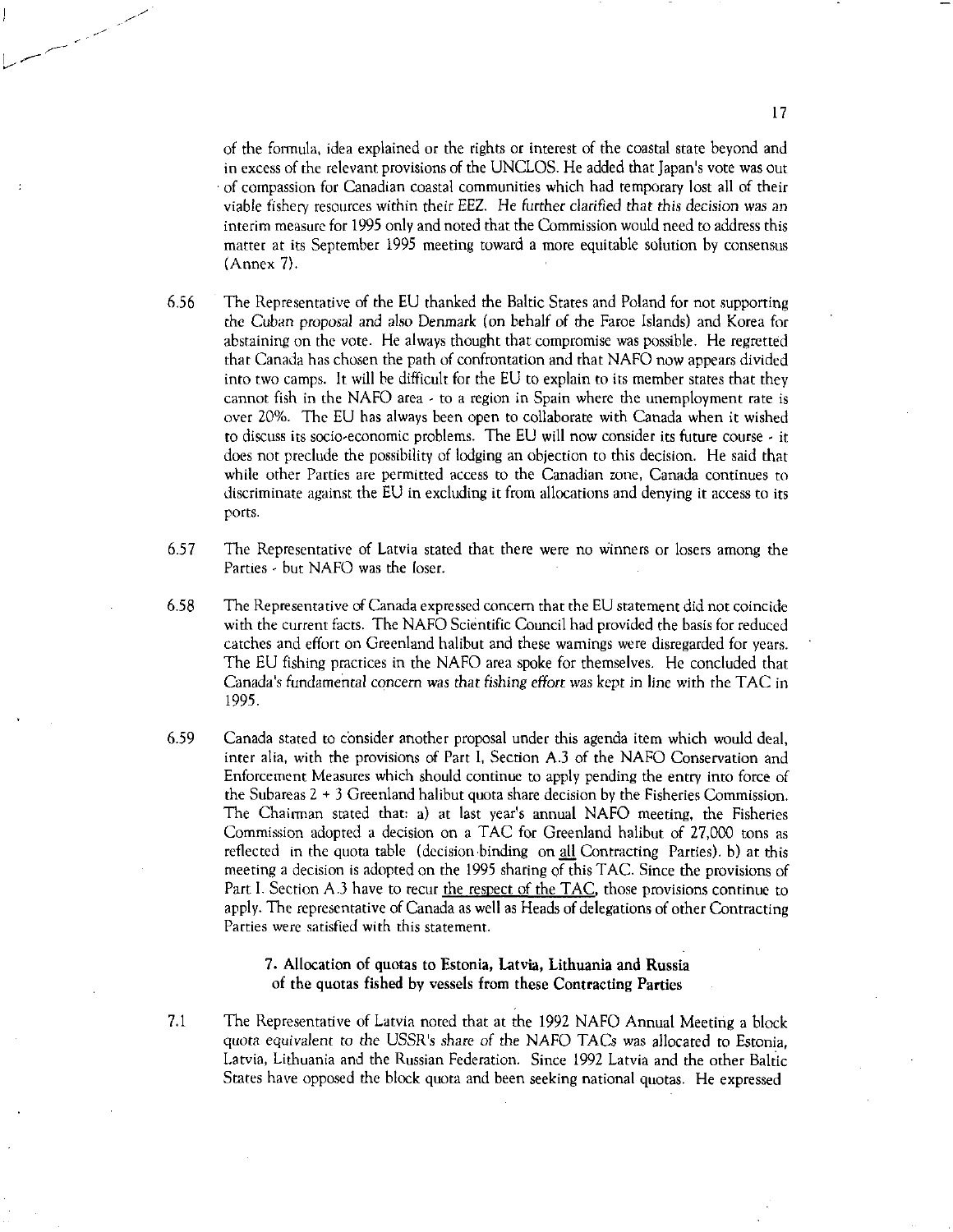of the formula, idea explained or the rights or interest of the coastal state beyond and in excess of the relevant provisions of the UNCLOS. He added that Japan's vote was out of compassion for Canadian coastal communities which had temporary lost all of their viable fishery resources within their EEZ. He further clarified that this decision was an interim measure for 1995 only and noted that the Commission would need to address this matter at its September 1995 meeting toward a more equitable solution by consensus (Annex 7).

6.56 The Representative of the EU thanked the Baltic States and Poland for not supporting the Cuban proposal and also Denmark (on behalf of the Faroe Islands) and Korea for abstaining on the vote. He always thought that compromise was possible. He regretted that Canada has chosen the path of confrontation and that NAFO now appears divided into two camps. It will be difficult for the EU to explain to its member states that they cannot fish in the NAFO area - to a region in Spain where the unemployment rate is over 20%. The EU has always been open to collaborate with Canada when it wished to discuss its socio-economic problems. The EU will now consider its future course - it does not preclude the possibility of lodging an objection to this decision. He said that while other Parties are permitted access to the Canadian zone, Canada continues to discriminate against the EU in excluding it from allocations and denying it access to its ports.

6.57 The Representative of Latvia stated that there were no winners or losers among the Parties - but NAFO was the loser.

6.58 The Representative of Canada expressed concern that the EU statement did not coincide with the current facts. The NAFO Scientific Council had provided the basis for reduced catches and effort on Greenland halibut and these warnings were disregarded for years. The EU fishing practices in the NAFO area spoke for themselves. He concluded that Canada's fundamental concern was that fishing effort was kept in line with the TAC in 1995.

6.59 Canada stated to consider another proposal under this agenda item which would deal, inter alia, with the provisions of Part I, Section A.3 of the NAFO Conservation and Enforcement Measures which should continue to apply pending the entry into force of the Subareas 2 + 3 Greenland halibut quota share decision by the Fisheries Commission. The Chairman stated that: a) at last year's annual NAFO meeting, the Fisheries Commission adopted a decision on a TAC for Greenland halibut of 27,000 tons as reflected in the quota table (decision binding on all Contracting Parties). b) at this meeting a decision is adopted on the 1995 sharing of this TAC. Since the provisions of Part I. Section A.3 have to recur the respect of the TAC, those provisions continue to apply. The representative of Canada as well as Heads of delegations of other Contracting Parties were satisfied with this statement.

### 7. Allocation of quotas to Estonia, Latvia, Lithuania and Russia of the quotas fished by vessels from these Contracting Parties

7.1 The Representative of Latvia noted that at the 1992 NAFO Annual Meeting a block quota equivalent to the USSR's share of the NAFO TACs was allocated to Estonia, Latvia, Lithuania and the Russian Federation. Since 1992 Latvia and the other Baltic States have opposed the block quota and been seeking national quotas. He expressed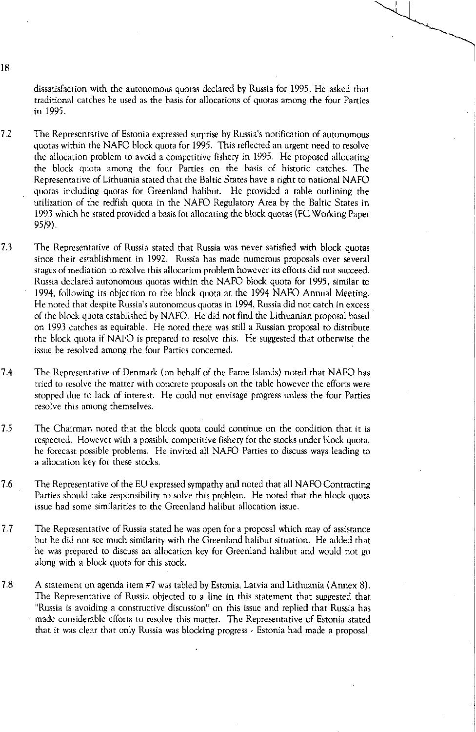dissatisfaction with the autonomous quotas declared by Russia for 1995. He asked that traditional catches be used as the basis for allocations of quotas among the four Parties in 1995.

7.2 The Representative of Estonia expressed surprise by Russia's notification of autonomous quotas within the NAFO block quota for 1995. This reflected an urgent need to resolve the allocation problem to avoid a competitive fishery in 1995. He proposed allocating the block quota among the four Parties on the basis of historic catches. The Representative of Lithuania stated that the Baltic States have a right to national NAFO quotas including quotas for Greenland halibut. He provided a table outlining the utilization of the redfish quota in the NAFO Regulatory Area by the Baltic States in 1993 which he stated provided a basis for allocating the block quotas (FC Working Paper 95/9).

7.3 The Representative of Russia stated that Russia was never satisfied with block quotas since their establishment in 1992. Russia has made numerous proposals over several stages of mediation to resolve this allocation problem however its efforts did not succeed. Russia declared autonomous quotas within the NAFO block quota for 1995, similar to 1994, following its objection to the block quota at the 1994 NAFO Annual Meeting. He noted that despite Russia's autonomous quotas in 1994, Russia did not catch in excess of the block quota established by NAFO. He did not find the Lithuanian proposal based on 1993 catches as equitable. He noted there was still a Russian proposal to distribute the block quota if NAFO is prepared to resolve this. He suggested that otherwise the issue be resolved among the four Parties concerned.

7.4 The Representative of Denmark (on behalf of the Faroe Islands) noted that NAFO has tried to resolve the matter with concrete proposals on the table however the efforts were stopped due to lack of interest. He could not envisage progress unless the four Parties resolve this among themselves.

7.5 The Chairman noted that the block quota could continue on the condition that it is respected. However with a possible competitive fishery for the stocks under block quota, he forecast possible problems. He invited all NAFO Parties to discuss ways leading to a allocation key for these stocks.

7.6 The Representative of the EU expressed sympathy and noted that all NAFO Contracting Parties should take responsibility to solve this problem. He noted that the block quota issue had some similarities to the Greenland halibut allocation issue.

7.7 The Representative of Russia stated he was open for a proposal which may of assistance but he did not see much similarity with the Greenland halibut situation. He added that he was prepared to discuss an allocation key for Greenland halibut and would not go along with a block quota for this stock.

7.8 A statement on agenda item #7 was tabled by Estonia, Latvia and Lithuania (Annex 8). The Representative of Russia objected to a line in this statement that suggested that "Russia is avoiding a constructive discussion" on this issue and replied that Russia has made considerable efforts to resolve this matter. The Representative of Estonia stated that it was clear that only Russia was blocking progress - Estonia had made a proposal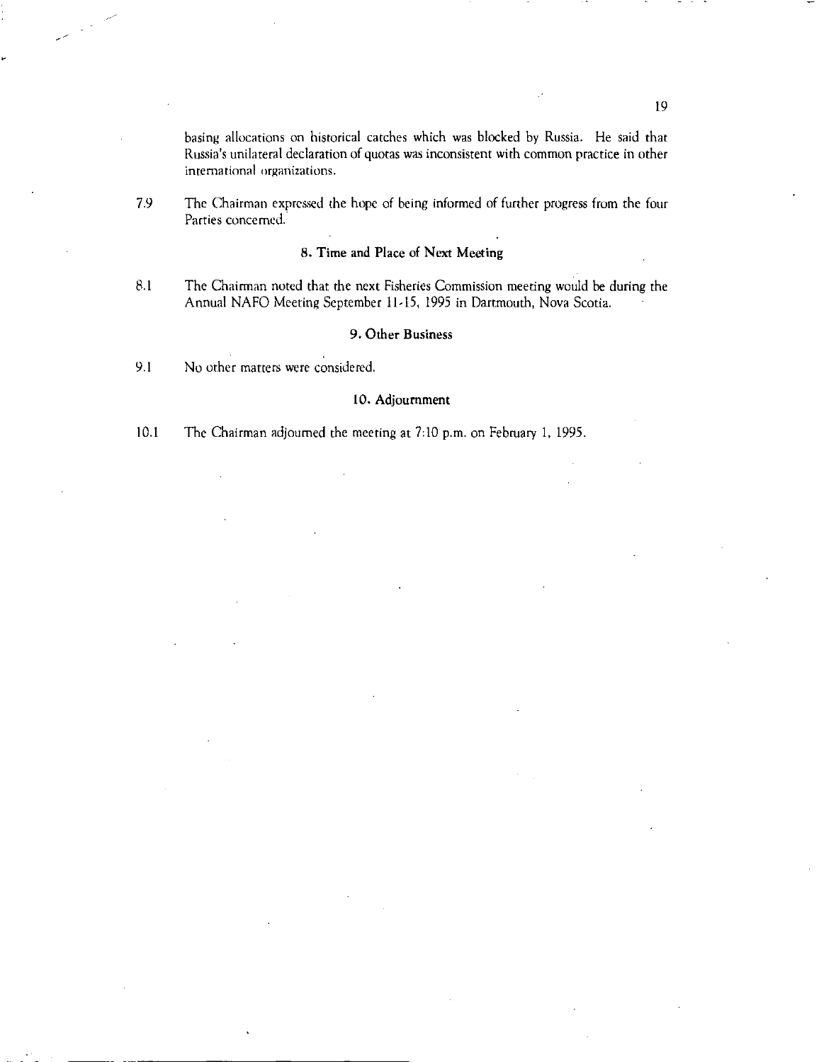basing allocations on historical catches which was blocked by Russia. He said that Russia's unilateral declaration of quotas was inconsistent with common practice in other international organizations.

7.9 The Chairman expressed the hope of being informed of further progress from the four Parties concerned.

### 8. Time and Place of Next Meeting

8.1 The Chairman noted that the next Fisheries Commission meeting would be during the Annual NAFO Meeting September 11-15, 1995 in Dartmouth, Nova Scotia.

### 9. Other Business

9.1 No other matters were considered.

### 10. Adjournment

10.1 The Chairman adjourned the meeting at 7:10 p.m. on February 1, 1995.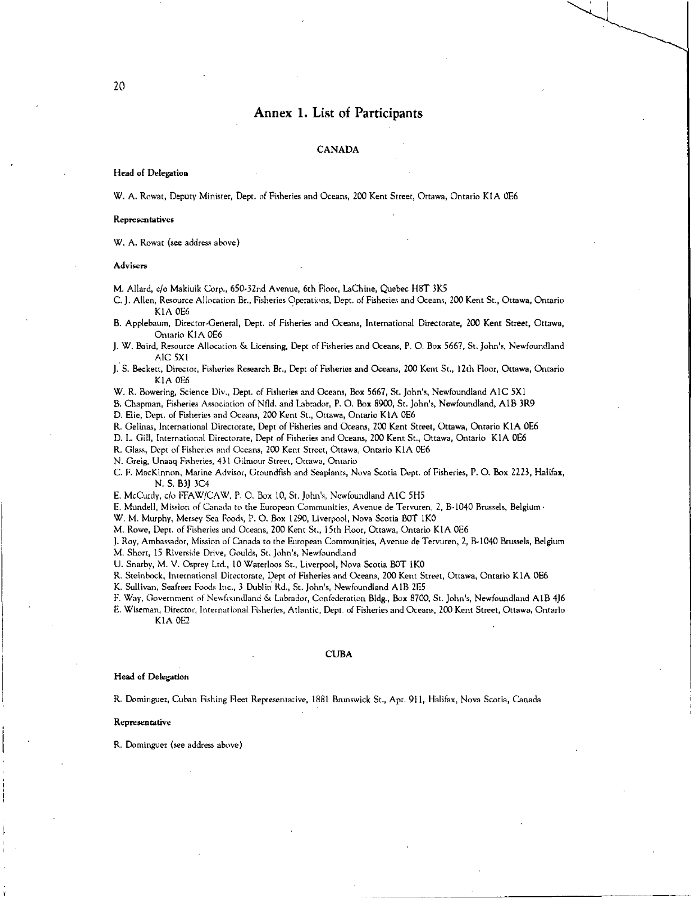# Annex 1. List of Participants

## CANADA

**Head of Delegation**

W. A. Rowat, Deputy Minister, Dept. of Fisheries and Oceans, 200 Kent Street, Ottawa, Ontario K1A 0E6

**Representatives**

W. A. Rowat (see address above)

**Advisers**

M. Allard, c/o Makiuik Corp., 650-32nd Avenue, 6th Floor, LaChine, Quebec H8T 3K5

C. J. Allen, Resource Allocation Br., Fisheries Operations, Dept. of Fisheries and Oceans, 200 Kent St., Ottawa, Ontario K1A 0E6

B. Applebaum, Director-General, Dept. of Fisheries and Oceans, International Directorate, 200 Kent Street, Ottawa, Ontario K1A 0E6

J. W. Baird, Resource Allocation & Licensing, Dept of Fisheries and Oceans, P. O. Box 5667, St. John's, Newfoundland A1C 5X1

J. S. Beckett, Director, Fisheries Research Br., Dept of Fisheries and Oceans, 200 Kent St., 12th Floor, Ottawa, Ontario K1A 0E6

W. R. Bowering, Science Div., Dept. of Fisheries and Oceans, Box 5667, St. John's, Newfoundland A1C 5X1

B. Chapman, Fisheries Association of Nfld. and Labrador, P. O. Box 8900, St. John's, Newfoundland, A1B 3R9

D. Elie, Dept. of Fisheries and Oceans, 200 Kent St., Ottawa, Ontario K1A 0E6

R. Gelinas, International Directorate, Dept of Fisheries and Oceans, 200 Kent Street, Ottawa, Ontario K1A 0E6

D. L. Gill, International Directorate, Dept of Fisheries and Oceans, 200 Kent St., Ottawa, Ontario K1A 0E6

R. Glass, Dept of Fisheries and Oceans, 200 Kent Street, Ottawa, Ontario K1A 0E6

N. Greig, Unaaq Fisheries, 431 Gilmour Street, Ottawa, Ontario

C. F. MacKinnon, Marine Advisor, Groundfish and Seaplants, Nova Scotia Dept. of Fisheries, P. O. Box 2223, Halifax, N. S. B3J 3C4

E. McCurdy, c/o FFAW/CAW, P. O. Box 10, St. John's, Newfoundland A1C 5H5

E. Mundell, Mission of Canada to the European Communities, Avenue de Tervuren, 2, B-1040 Brussels, Belgium

W. M. Murphy, Mersey Sea Foods, P. O. Box 1290, Liverpool, Nova Scotia B0T 1K0

M. Rowe, Dept. of Fisheries and Oceans, 200 Kent St., 15th Floor, Ottawa, Ontario K1A 0E6

J. Roy, Ambassador, Mission of Canada to the European Communities, Avenue de Tervuren, 2, B-1040 Brussels, Belgium

M. Short, 15 Riverside Drive, Goulds, St. John's, Newfoundland

U. Snarby, M. V. Osprey Ltd., 10 Waterloos St., Liverpool, Nova Scotia B0T 1K0

R. Steinbock, International Directorate, Dept of Fisheries and Oceans, 200 Kent Street, Ottawa, Ontario K1A 0E6

K. Sullivan, Seafreez Foods Inc., 3 Dublin Rd., St. John's, Newfoundland A1B 2E5

F. Way, Government of Newfoundland & Labrador, Confederation Bldg., Box 8700, St. John's, Newfoundland A1B 4J6

E. Wiseman, Director, International Fisheries, Atlantic, Dept. of Fisheries and Oceans, 200 Kent Street, Ottawa, Ontario K1A 0E2

## CUBA

**Head of Delegation**

R. Dominguez, Cuban Fishing Fleet Representative, 1881 Brunswick St., Apt. 911, Halifax, Nova Scotia, Canada

**Representative**

R. Dominguez (see address above)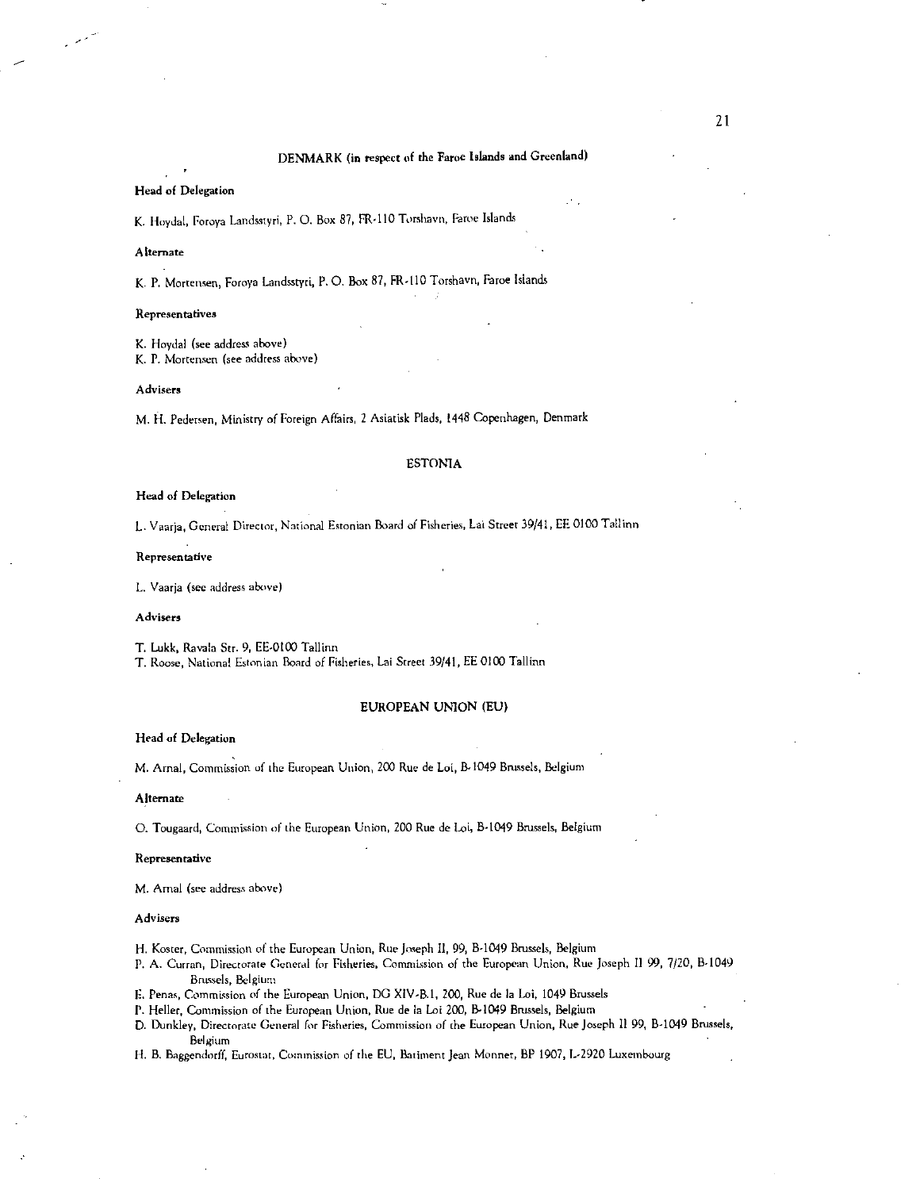## DENMARK (in respect of the Faroe Islands and Greenland)

**Head of Delegation**

K. Hoydal, Foroya Landsstyri, P. O. Box 87, FR-110 Torshavn, Faroe Islands

**Alternate**

K. P. Mortensen, Foroya Landsstyri, P. O. Box 87, FR-110 Torshavn, Faroe Islands

**Representatives**

K. Hoydal (see address above)
K. P. Mortensen (see address above)

**Advisers**

M. H. Pedersen, Ministry of Foreign Affairs, 2 Asiatisk Plads, 1448 Copenhagen, Denmark

## ESTONIA

**Head of Delegation**

L. Vaarja, General Director, National Estonian Board of Fisheries, Lai Street 39/41, EE 0100 Tallinn

**Representative**

L. Vaarja (see address above)

**Advisers**

T. Lukk, Ravala Str. 9, EE-0100 Tallinn
T. Roose, National Estonian Board of Fisheries, Lai Street 39/41, EE 0100 Tallinn

## EUROPEAN UNION (EU)

**Head of Delegation**

M. Arnal, Commission of the European Union, 200 Rue de Loi, B-1049 Brussels, Belgium

**Alternate**

O. Tougaard, Commission of the European Union, 200 Rue de Loi, B-1049 Brussels, Belgium

**Representative**

M. Arnal (see address above)

**Advisers**

H. Koster, Commission of the European Union, Rue Joseph II, 99, B-1049 Brussels, Belgium
P. A. Curran, Directorate General for Fisheries, Commission of the European Union, Rue Joseph II 99, 7/20, B-1049 Brussels, Belgium
E. Penas, Commission of the European Union, DG XIV-B.1, 200, Rue de la Loi, 1049 Brussels
P. Heller, Commission of the European Union, Rue de la Loi 200, B-1049 Brussels, Belgium
D. Dunkley, Directorate General for Fisheries, Commission of the European Union, Rue Joseph II 99, B-1049 Brussels, Belgium
H. B. Baggendorff, Eurostat, Commission of the EU, Batiment Jean Monnet, BP 1907, L-2920 Luxembourg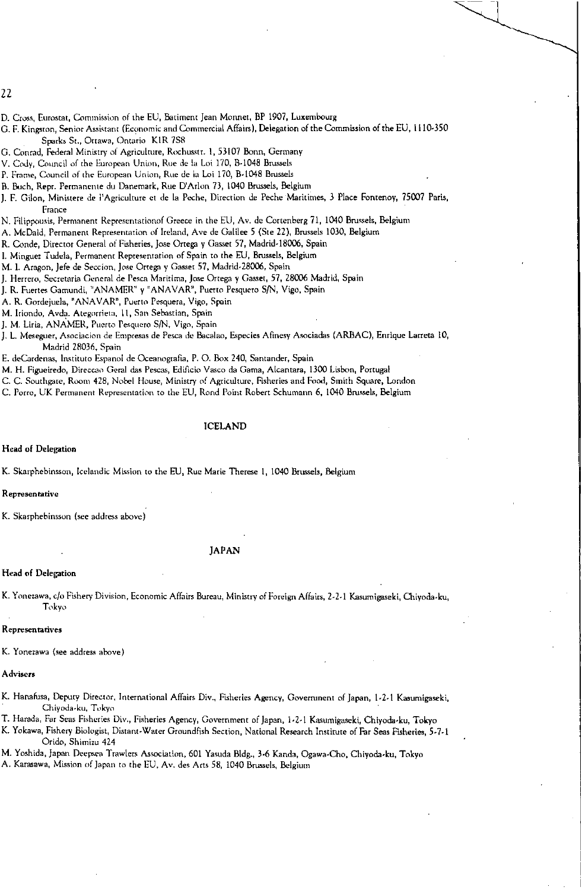D. Cross, Eurostat, Commission of the EU, Batiment Jean Monnet, BP 1907, Luxembourg

G. F. Kingston, Senior Assistant (Economic and Commercial Affairs), Delegation of the Commission of the EU, 1110-350 Sparks St., Ottawa, Ontario K1R 7S8

G. Conrad, Federal Ministry of Agriculture, Rochusstr. 1, 53107 Bonn, Germany

V. Cody, Council of the European Union, Rue de la Loi 170, B-1048 Brussels

P. Frame, Council of the European Union, Rue de la Loi 170, B-1048 Brussels

B. Buch, Repr. Permanente du Danemark, Rue D'Arlon 73, 1040 Brussels, Belgium

J. F. Gilon, Ministere de l'Agriculture et de la Peche, Direction de Peche Maritimes, 3 Place Fontenoy, 75007 Paris, France

N. Filippousis, Permanent Representationof Greece in the EU, Av. de Cortenberg 71, 1040 Brussels, Belgium

A. McDaid, Permanent Representation of Ireland, Ave de Galilee 5 (Ste 22), Brussels 1030, Belgium

R. Conde, Director General of Fisheries, Jose Ortega y Gasset 57, Madrid-18006, Spain

I. Minguez Tudela, Permanent Representation of Spain to the EU, Brussels, Belgium

M. I. Aragon, Jefe de Seccion, Jose Ortega y Gasset 57, Madrid-28006, Spain

J. Herrero, Secretaria General de Pesca Maritima, Jose Ortega y Gasset, 57, 28006 Madrid, Spain

J. R. Fuertes Gamundi, "ANAMER" y "ANAVAR", Puerto Pesquero S/N, Vigo, Spain

A. R. Gordejuela, "ANAVAR", Puerto Pesquera, Vigo, Spain

M. Iriondo, Avda. Ategorrieta, 11, San Sebastian, Spain

J. M. Liria, ANAMER, Puerto Pesquero S/N, Vigo, Spain

J. L. Meseguer, Asociacion de Empresas de Pesca de Bacalao, Especies Afinesy Asociadas (ARBAC), Enrique Larreta 10, Madrid 28036, Spain

E. deCardenas, Instituto Espanol de Oceanografia, P. O. Box 240, Santander, Spain

M. H. Figueiredo, Direccao Geral das Pescas, Edificio Vasco da Gama, Alcantara, 1300 Lisbon, Portugal

C. C. Southgate, Room 428, Nobel House, Ministry of Agriculture, Fisheries and Food, Smith Square, London

C. Porro, UK Permanent Representation to the EU, Rond Point Robert Schumann 6, 1040 Brussels, Belgium

## ICELAND

**Head of Delegation**

K. Skarphebinsson, Icelandic Mission to the EU, Rue Marie Therese 1, 1040 Brussels, Belgium

**Representative**

K. Skarphebinsson (see address above)

## JAPAN

**Head of Delegation**

K. Yonezawa, c/o Fishery Division, Economic Affairs Bureau, Ministry of Foreign Affairs, 2-2-1 Kasumigaseki, Chiyoda-ku, Tokyo

**Representatives**

K. Yonezawa (see address above)

**Advisers**

K. Hanafusa, Deputy Director, International Affairs Div., Fisheries Agency, Government of Japan, 1-2-1 Kasumigaseki, Chiyoda-ku, Tokyo

T. Harada, Far Seas Fisheries Div., Fisheries Agency, Government of Japan, 1-2-1 Kasumigaseki, Chiyoda-ku, Tokyo

K. Yokawa, Fishery Biologist, Distant-Water Groundfish Section, National Research Institute of Far Seas Fisheries, 5-7-1 Orido, Shimizu 424

M. Yoshida, Japan Deepsea Trawlers Association, 601 Yasuda Bldg., 3-6 Kanda, Ogawa-Cho, Chiyoda-ku, Tokyo

A. Karasawa, Mission of Japan to the EU, Av. des Arts 58, 1040 Brussels, Belgium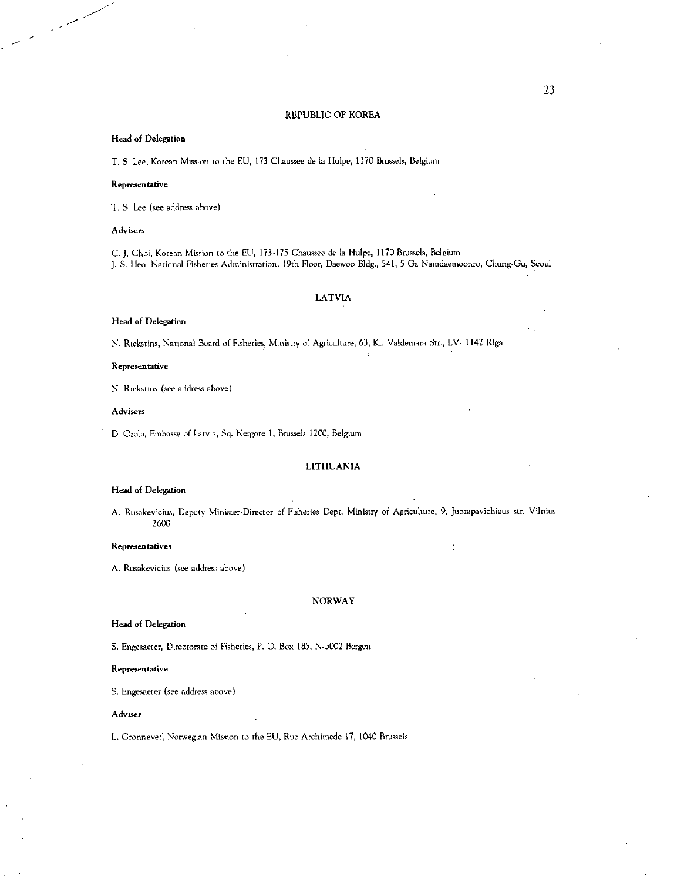## REPUBLIC OF KOREA

**Head of Delegation**

T. S. Lee, Korean Mission to the EU, 173 Chaussee de la Hulpe, 1170 Brussels, Belgium

**Representative**

T. S. Lee (see address above)

**Advisers**

C. J. Choi, Korean Mission to the EU, 173-175 Chaussee de la Hulpe, 1170 Brussels, Belgium
J. S. Heo, National Fisheries Administration, 19th Floor, Daewoo Bldg., 541, 5 Ga Namdaemoonro, Chung-Gu, Seoul

## LATVIA

**Head of Delegation**

N. Riekstins, National Board of Fisheries, Ministry of Agriculture, 63, Kr. Valdemara Str., LV- 1142 Riga

**Representative**

N. Riekstins (see address above)

**Advisers**

D. Ozola, Embassy of Latvia, Sq. Nergote 1, Brussels 1200, Belgium

## LITHUANIA

**Head of Delegation**

A. Rusakevicius, Deputy Minister-Director of Fisheries Dept, Ministry of Agriculture, 9, Juozapavichiaus str, Vilnius 2600

**Representatives**

A. Rusakevicius (see address above)

## NORWAY

**Head of Delegation**

S. Engesaeter, Directorate of Fisheries, P. O. Box 185, N-5002 Bergen

**Representative**

S. Engesaeter (see address above)

**Adviser**

L. Gronnevet, Norwegian Mission to the EU, Rue Archimede 17, 1040 Brussels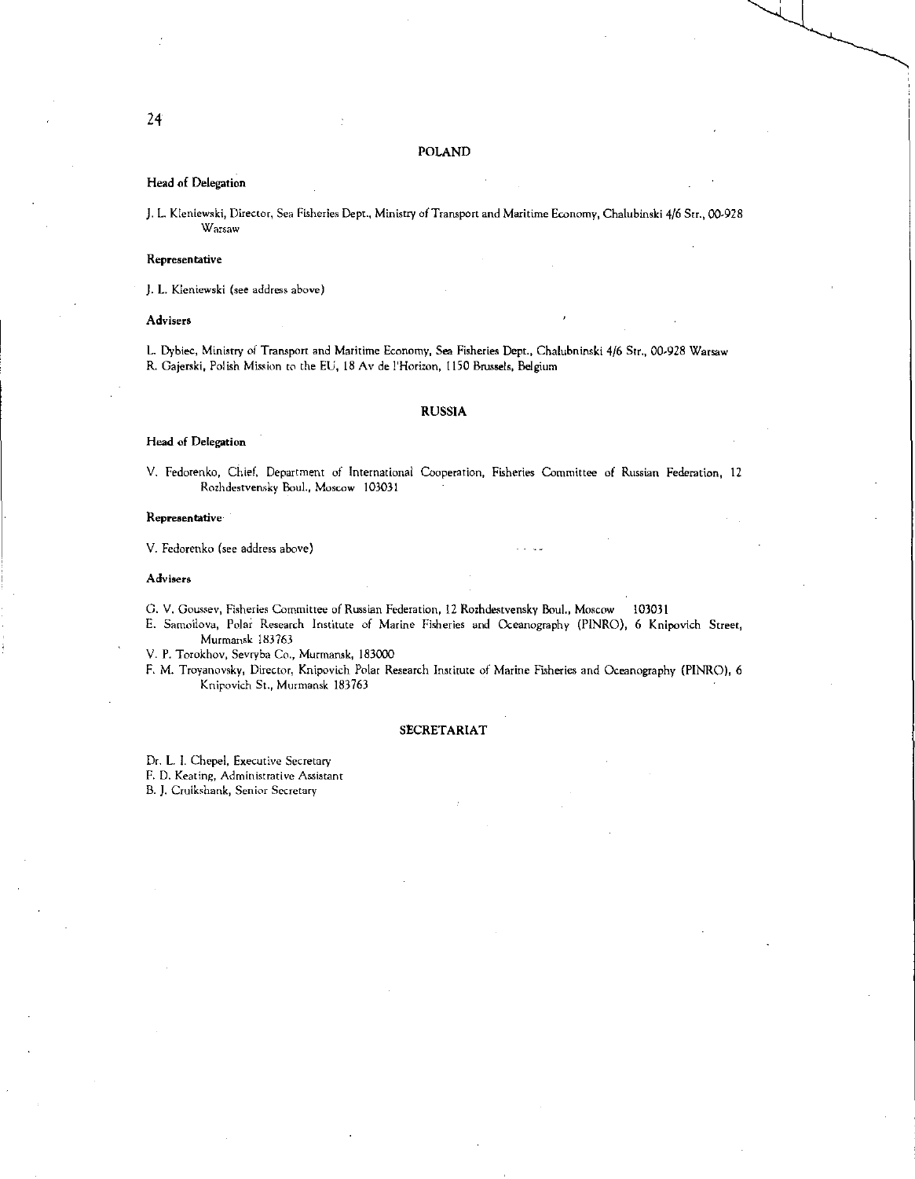## POLAND

### Head of Delegation

J. L. Kleniewski, Director, Sea Fisheries Dept., Ministry of Transport and Maritime Economy, Chalubinski 4/6 Str., 00-928 Warsaw

### Representative

J. L. Kleniewski (see address above)

### Advisers

L. Dybiec, Ministry of Transport and Maritime Economy, Sea Fisheries Dept., Chalubninski 4/6 Str., 00-928 Warsaw
R. Gajerski, Polish Mission to the EU, 18 Av de l'Horizon, 1150 Brussels, Belgium

## RUSSIA

### Head of Delegation

V. Fedorenko, Chief, Department of International Cooperation, Fisheries Committee of Russian Federation, 12 Rozhdestvensky Boul., Moscow 103031

### Representative

V. Fedorenko (see address above)

### Advisers

G. V. Goussev, Fisheries Committee of Russian Federation, 12 Rozhdestvensky Boul., Moscow 103031
E. Samoilova, Polar Research Institute of Marine Fisheries and Oceanography (PINRO), 6 Knipovich Street, Murmansk 183763
V. P. Torokhov, Sevryba Co., Murmansk, 183000
F. M. Troyanovsky, Director, Knipovich Polar Research Institute of Marine Fisheries and Oceanography (PINRO), 6 Knipovich St., Murmansk 183763

## SECRETARIAT

Dr. L. I. Chepel, Executive Secretary
F. D. Keating, Administrative Assistant
B. J. Cruikshank, Senior Secretary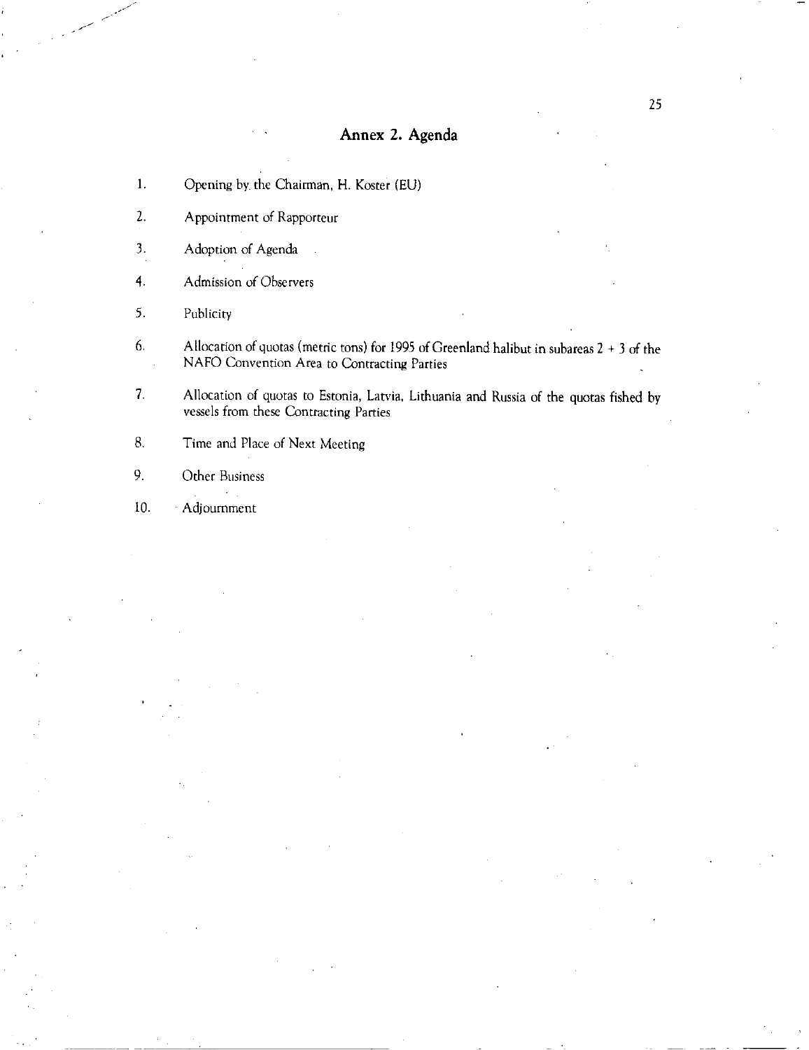## Annex 2. Agenda

1. Opening by the Chairman, H. Koster (EU)
2. Appointment of Rapporteur
3. Adoption of Agenda
4. Admission of Observers
5. Publicity
6. Allocation of quotas (metric tons) for 1995 of Greenland halibut in subareas 2 + 3 of the NAFO Convention Area to Contracting Parties
7. Allocation of quotas to Estonia, Latvia, Lithuania and Russia of the quotas fished by vessels from these Contracting Parties
8. Time and Place of Next Meeting
9. Other Business
10. Adjournment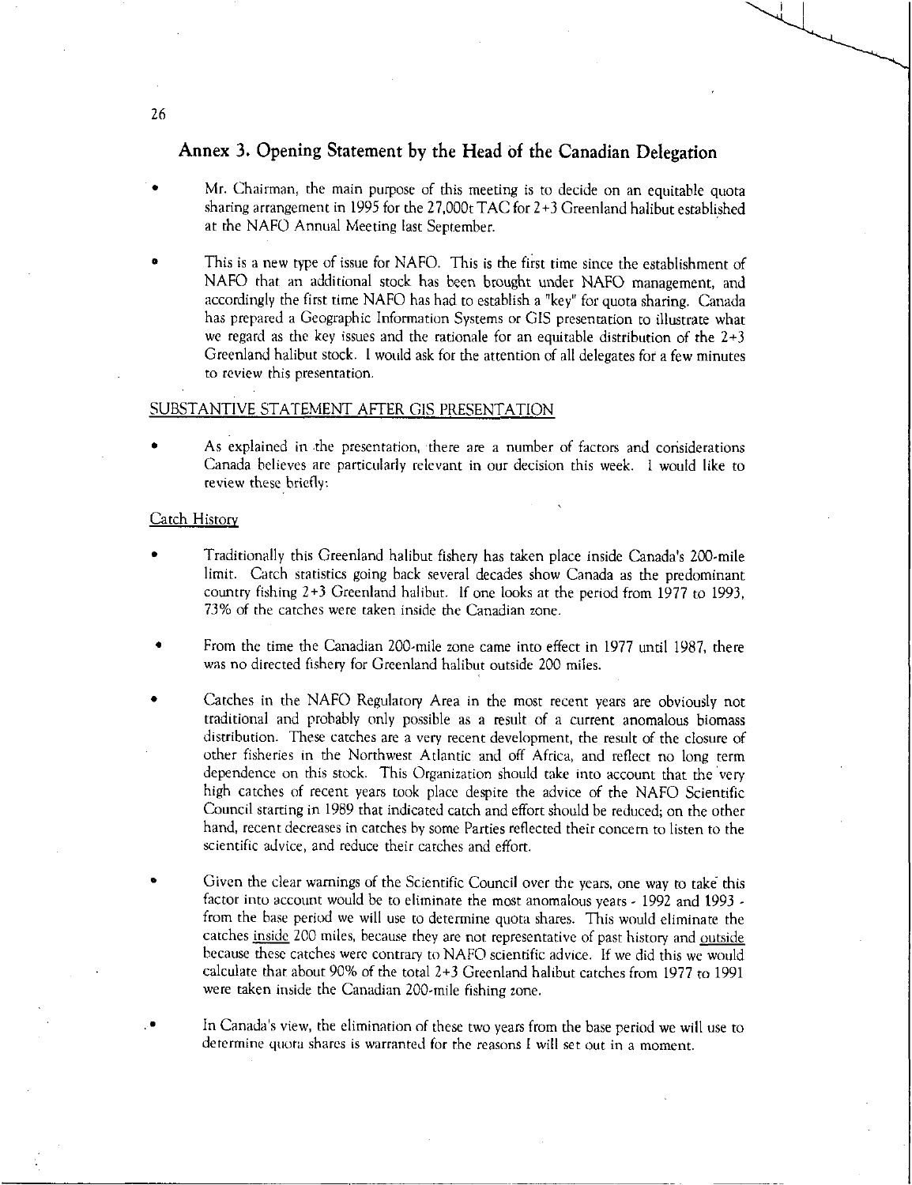## Annex 3. Opening Statement by the Head of the Canadian Delegation

- Mr. Chairman, the main purpose of this meeting is to decide on an equitable quota sharing arrangement in 1995 for the 27,000t TAC for 2+3 Greenland halibut established at the NAFO Annual Meeting last September.

- This is a new type of issue for NAFO. This is the first time since the establishment of NAFO that an additional stock has been brought under NAFO management, and accordingly the first time NAFO has had to establish a "key" for quota sharing. Canada has prepared a Geographic Information Systems or GIS presentation to illustrate what we regard as the key issues and the rationale for an equitable distribution of the 2+3 Greenland halibut stock. I would ask for the attention of all delegates for a few minutes to review this presentation.

SUBSTANTIVE STATEMENT AFTER GIS PRESENTATION

- As explained in the presentation, there are a number of factors and considerations Canada believes are particularly relevant in our decision this week. I would like to review these briefly:

Catch History

- Traditionally this Greenland halibut fishery has taken place inside Canada's 200-mile limit. Catch statistics going back several decades show Canada as the predominant country fishing 2+3 Greenland halibut. If one looks at the period from 1977 to 1993, 73% of the catches were taken inside the Canadian zone.

- From the time the Canadian 200-mile zone came into effect in 1977 until 1987, there was no directed fishery for Greenland halibut outside 200 miles.

- Catches in the NAFO Regulatory Area in the most recent years are obviously not traditional and probably only possible as a result of a current anomalous biomass distribution. These catches are a very recent development, the result of the closure of other fisheries in the Northwest Atlantic and off Africa, and reflect no long term dependence on this stock. This Organization should take into account that the very high catches of recent years took place despite the advice of the NAFO Scientific Council starting in 1989 that indicated catch and effort should be reduced; on the other hand, recent decreases in catches by some Parties reflected their concern to listen to the scientific advice, and reduce their catches and effort.

- Given the clear warnings of the Scientific Council over the years, one way to take this factor into account would be to eliminate the most anomalous years - 1992 and 1993 - from the base period we will use to determine quota shares. This would eliminate the catches inside 200 miles, because they are not representative of past history and outside because these catches were contrary to NAFO scientific advice. If we did this we would calculate that about 90% of the total 2+3 Greenland halibut catches from 1977 to 1991 were taken inside the Canadian 200-mile fishing zone.

- In Canada's view, the elimination of these two years from the base period we will use to determine quota shares is warranted for the reasons I will set out in a moment.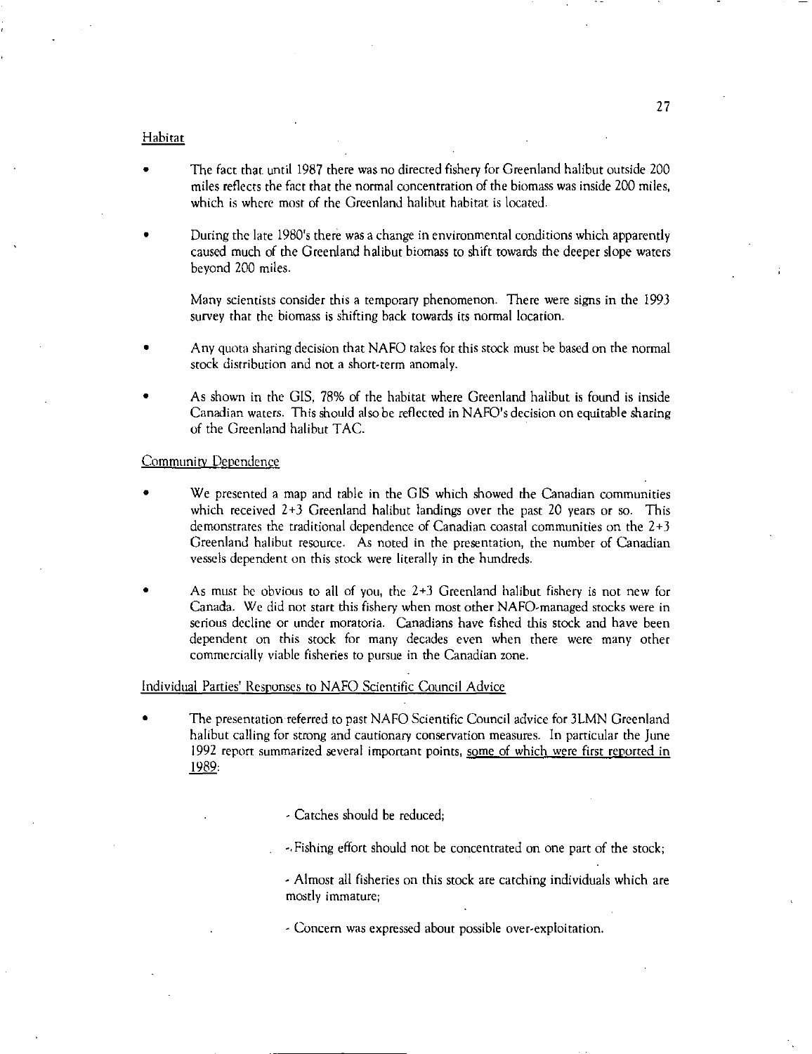## Habitat

- The fact that until 1987 there was no directed fishery for Greenland halibut outside 200 miles reflects the fact that the normal concentration of the biomass was inside 200 miles, which is where most of the Greenland halibut habitat is located.

- During the late 1980's there was a change in environmental conditions which apparently caused much of the Greenland halibut biomass to shift towards the deeper slope waters beyond 200 miles.

  Many scientists consider this a temporary phenomenon. There were signs in the 1993 survey that the biomass is shifting back towards its normal location.

- Any quota sharing decision that NAFO takes for this stock must be based on the normal stock distribution and not a short-term anomaly.

- As shown in the GIS, 78% of the habitat where Greenland halibut is found is inside Canadian waters. This should also be reflected in NAFO's decision on equitable sharing of the Greenland halibut TAC.

## Community Dependence

- We presented a map and table in the GIS which showed the Canadian communities which received 2+3 Greenland halibut landings over the past 20 years or so. This demonstrates the traditional dependence of Canadian coastal communities on the 2+3 Greenland halibut resource. As noted in the presentation, the number of Canadian vessels dependent on this stock were literally in the hundreds.

- As must be obvious to all of you, the 2+3 Greenland halibut fishery is not new for Canada. We did not start this fishery when most other NAFO-managed stocks were in serious decline or under moratoria. Canadians have fished this stock and have been dependent on this stock for many decades even when there were many other commercially viable fisheries to pursue in the Canadian zone.

## Individual Parties' Responses to NAFO Scientific Council Advice

- The presentation referred to past NAFO Scientific Council advice for 3LMN Greenland halibut calling for strong and cautionary conservation measures. In particular the June 1992 report summarized several important points, <u>some of which were first reported in 1989</u>:

  - Catches should be reduced;

  - Fishing effort should not be concentrated on one part of the stock;

  - Almost all fisheries on this stock are catching individuals which are mostly immature;

  - Concern was expressed about possible over-exploitation.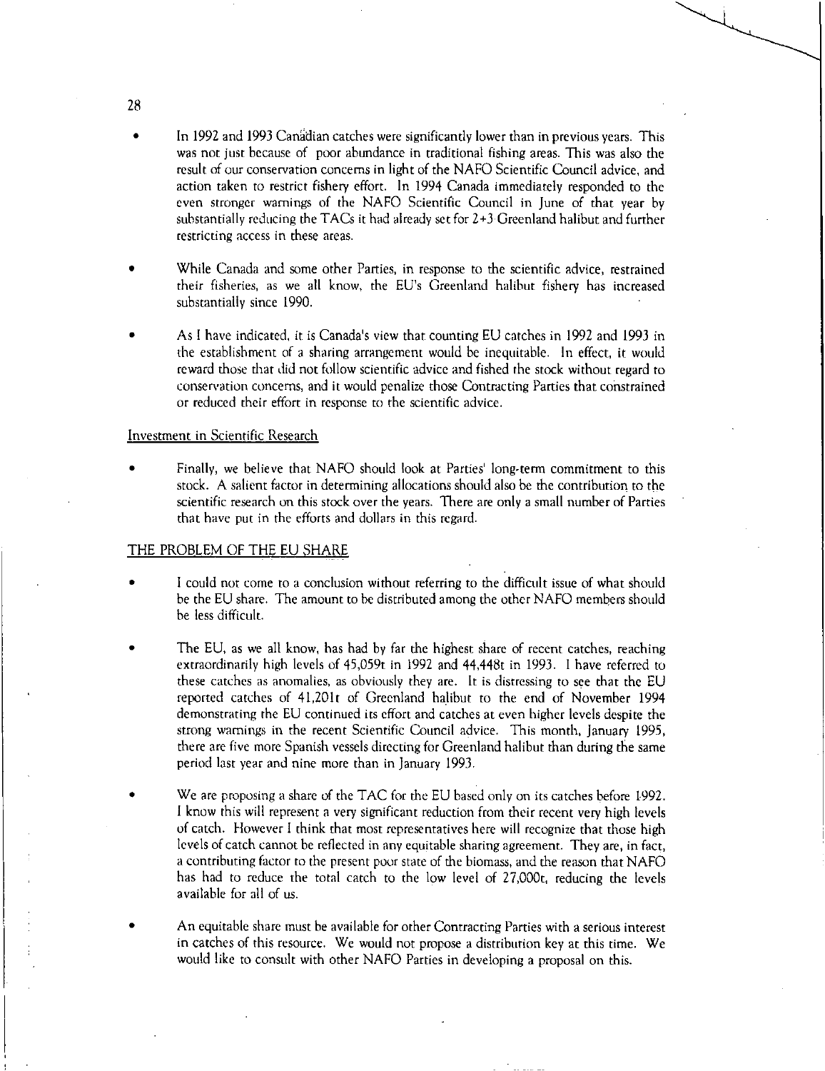- In 1992 and 1993 Canadian catches were significantly lower than in previous years. This was not just because of poor abundance in traditional fishing areas. This was also the result of our conservation concerns in light of the NAFO Scientific Council advice, and action taken to restrict fishery effort. In 1994 Canada immediately responded to the even stronger warnings of the NAFO Scientific Council in June of that year by substantially reducing the TACs it had already set for 2+3 Greenland halibut and further restricting access in these areas.

- While Canada and some other Parties, in response to the scientific advice, restrained their fisheries, as we all know, the EU's Greenland halibut fishery has increased substantially since 1990.

- As I have indicated, it is Canada's view that counting EU catches in 1992 and 1993 in the establishment of a sharing arrangement would be inequitable. In effect, it would reward those that did not follow scientific advice and fished the stock without regard to conservation concerns, and it would penalize those Contracting Parties that constrained or reduced their effort in response to the scientific advice.

Investment in Scientific Research

- Finally, we believe that NAFO should look at Parties' long-term commitment to this stock. A salient factor in determining allocations should also be the contribution to the scientific research on this stock over the years. There are only a small number of Parties that have put in the efforts and dollars in this regard.

THE PROBLEM OF THE EU SHARE

- I could not come to a conclusion without referring to the difficult issue of what should be the EU share. The amount to be distributed among the other NAFO members should be less difficult.

- The EU, as we all know, has had by far the highest share of recent catches, reaching extraordinarily high levels of 45,059t in 1992 and 44,448t in 1993. I have referred to these catches as anomalies, as obviously they are. It is distressing to see that the EU reported catches of 41,201t of Greenland halibut to the end of November 1994 demonstrating the EU continued its effort and catches at even higher levels despite the strong warnings in the recent Scientific Council advice. This month, January 1995, there are five more Spanish vessels directing for Greenland halibut than during the same period last year and nine more than in January 1993.

- We are proposing a share of the TAC for the EU based only on its catches before 1992. I know this will represent a very significant reduction from their recent very high levels of catch. However I think that most representatives here will recognize that those high levels of catch cannot be reflected in any equitable sharing agreement. They are, in fact, a contributing factor to the present poor state of the biomass, and the reason that NAFO has had to reduce the total catch to the low level of 27,000t, reducing the levels available for all of us.

- An equitable share must be available for other Contracting Parties with a serious interest in catches of this resource. We would not propose a distribution key at this time. We would like to consult with other NAFO Parties in developing a proposal on this.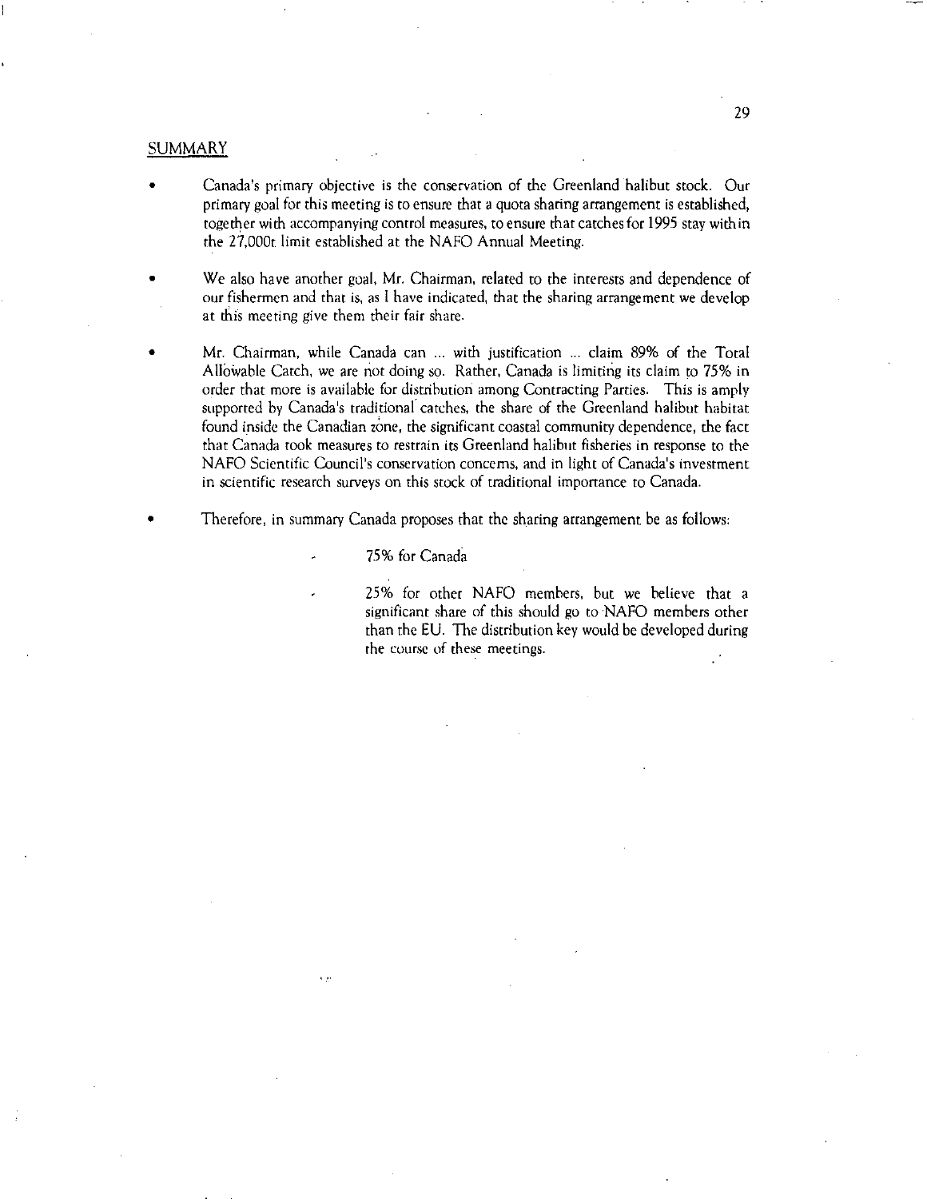## SUMMARY

- Canada's primary objective is the conservation of the Greenland halibut stock. Our primary goal for this meeting is to ensure that a quota sharing arrangement is established, together with accompanying control measures, to ensure that catches for 1995 stay within the 27,000t limit established at the NAFO Annual Meeting.

- We also have another goal, Mr. Chairman, related to the interests and dependence of our fishermen and that is, as I have indicated, that the sharing arrangement we develop at this meeting give them their fair share.

- Mr. Chairman, while Canada can ... with justification ... claim 89% of the Total Allowable Catch, we are not doing so. Rather, Canada is limiting its claim to 75% in order that more is available for distribution among Contracting Parties. This is amply supported by Canada's traditional catches, the share of the Greenland halibut habitat found inside the Canadian zone, the significant coastal community dependence, the fact that Canada took measures to restrain its Greenland halibut fisheries in response to the NAFO Scientific Council's conservation concerns, and in light of Canada's investment in scientific research surveys on this stock of traditional importance to Canada.

- Therefore, in summary Canada proposes that the sharing arrangement be as follows:

  - 75% for Canada

  - 25% for other NAFO members, but we believe that a significant share of this should go to NAFO members other than the EU. The distribution key would be developed during the course of these meetings.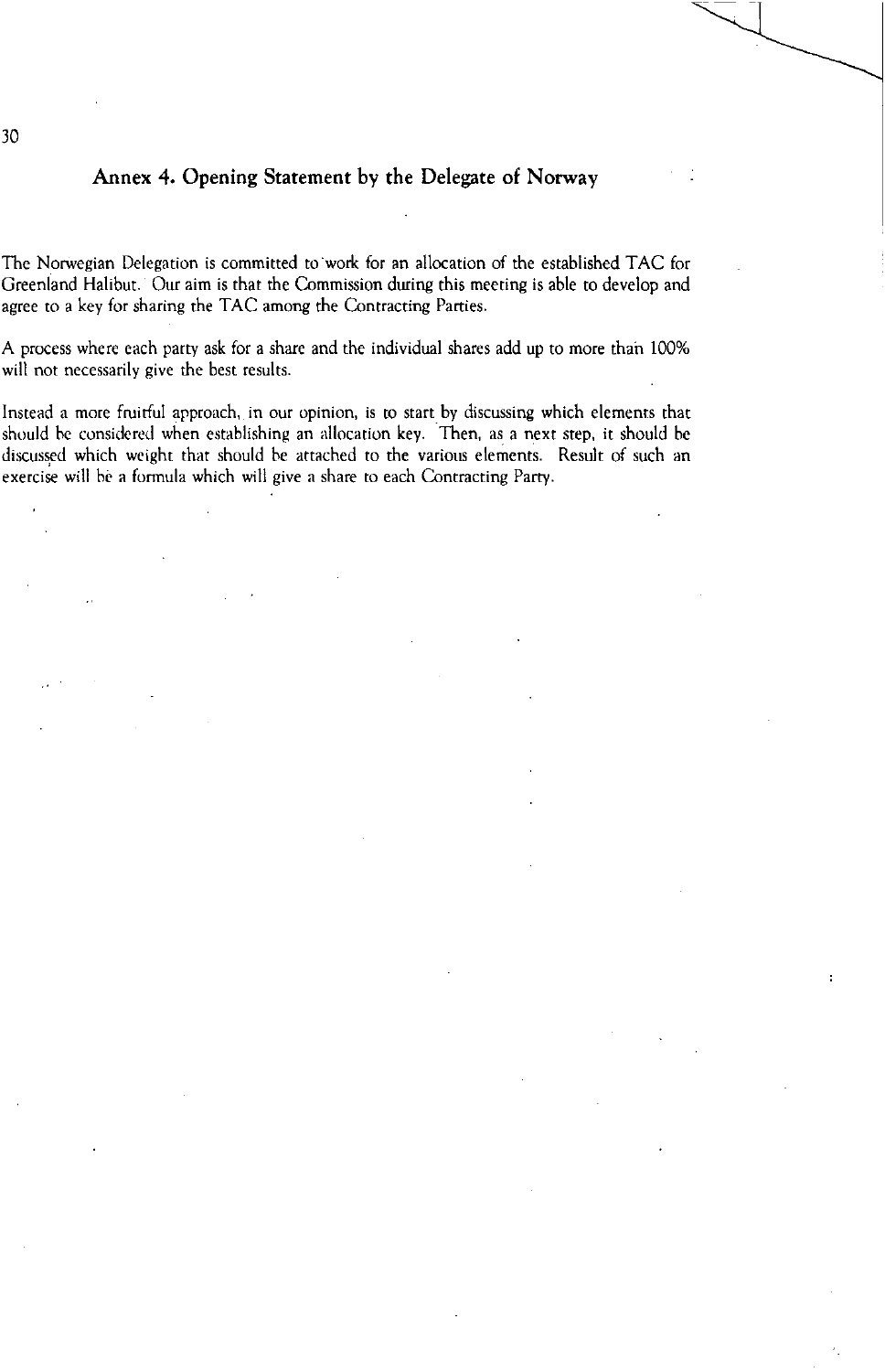## Annex 4. Opening Statement by the Delegate of Norway

The Norwegian Delegation is committed to work for an allocation of the established TAC for Greenland Halibut. Our aim is that the Commission during this meeting is able to develop and agree to a key for sharing the TAC among the Contracting Parties.

A process where each party ask for a share and the individual shares add up to more than 100% will not necessarily give the best results.

Instead a more fruitful approach, in our opinion, is to start by discussing which elements that should be considered when establishing an allocation key. Then, as a next step, it should be discussed which weight that should be attached to the various elements. Result of such an exercise will be a formula which will give a share to each Contracting Party.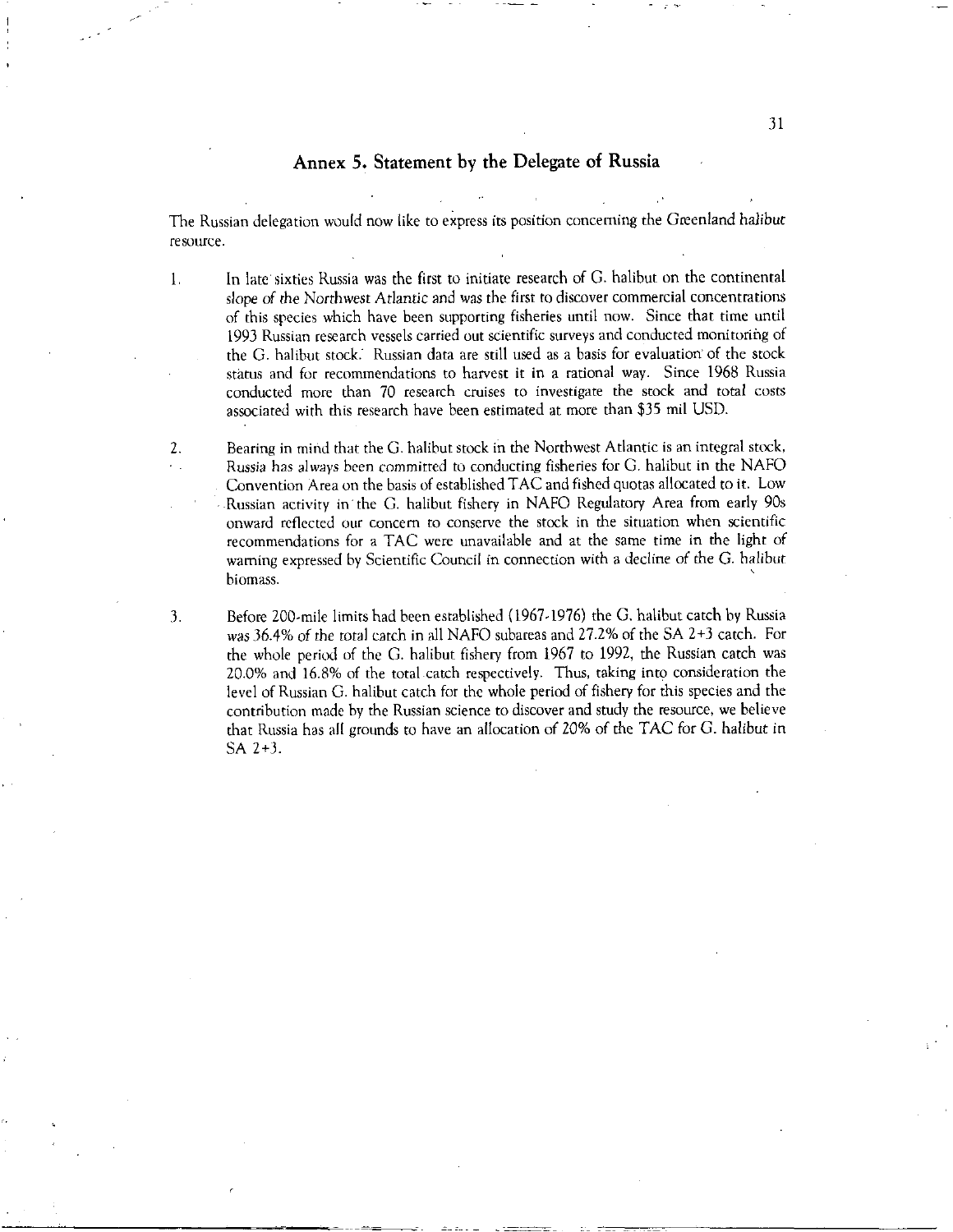## Annex 5. Statement by the Delegate of Russia

The Russian delegation would now like to express its position concerning the Greenland halibut resource.

1. In late sixties Russia was the first to initiate research of G. halibut on the continental slope of the Northwest Atlantic and was the first to discover commercial concentrations of this species which have been supporting fisheries until now. Since that time until 1993 Russian research vessels carried out scientific surveys and conducted monitoring of the G. halibut stock. Russian data are still used as a basis for evaluation of the stock status and for recommendations to harvest it in a rational way. Since 1968 Russia conducted more than 70 research cruises to investigate the stock and total costs associated with this research have been estimated at more than $35 mil USD.

2. Bearing in mind that the G. halibut stock in the Northwest Atlantic is an integral stock, Russia has always been committed to conducting fisheries for G. halibut in the NAFO Convention Area on the basis of established TAC and fished quotas allocated to it. Low Russian activity in the G. halibut fishery in NAFO Regulatory Area from early 90s onward reflected our concern to conserve the stock in the situation when scientific recommendations for a TAC were unavailable and at the same time in the light of warning expressed by Scientific Council in connection with a decline of the G. halibut biomass.

3. Before 200-mile limits had been established (1967-1976) the G. halibut catch by Russia was 36.4% of the total catch in all NAFO subareas and 27.2% of the SA 2+3 catch. For the whole period of the G. halibut fishery from 1967 to 1992, the Russian catch was 20.0% and 16.8% of the total catch respectively. Thus, taking into consideration the level of Russian G. halibut catch for the whole period of fishery for this species and the contribution made by the Russian science to discover and study the resource, we believe that Russia has all grounds to have an allocation of 20% of the TAC for G. halibut in SA 2+3.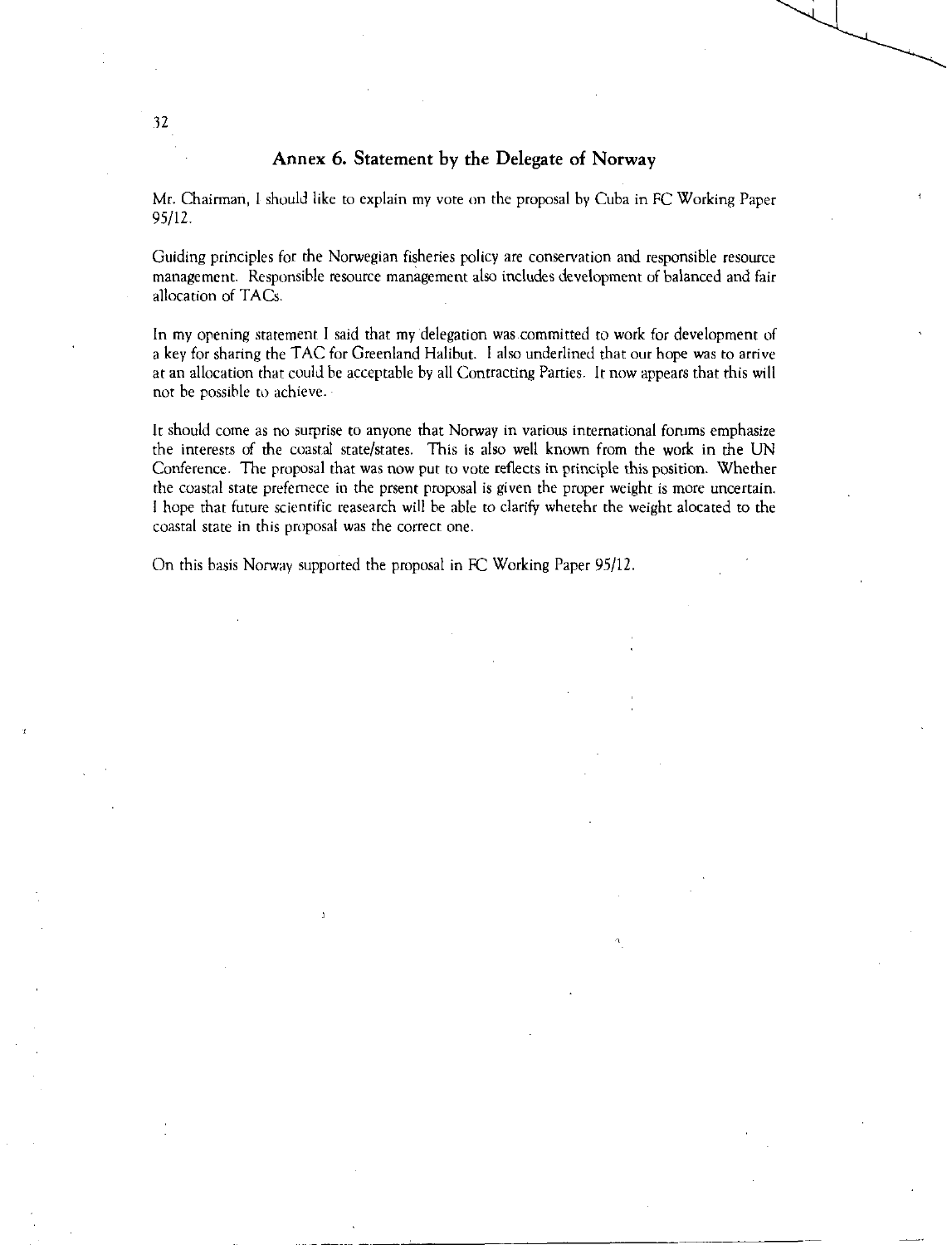## Annex 6. Statement by the Delegate of Norway

Mr. Chairman, I should like to explain my vote on the proposal by Cuba in FC Working Paper 95/12.

Guiding principles for the Norwegian fisheries policy are conservation and responsible resource management. Responsible resource management also includes development of balanced and fair allocation of TACs.

In my opening statement I said that my delegation was committed to work for development of a key for sharing the TAC for Greenland Halibut. I also underlined that our hope was to arrive at an allocation that could be acceptable by all Contracting Parties. It now appears that this will not be possible to achieve.

It should come as no surprise to anyone that Norway in various international forums emphasize the interests of the coastal state/states. This is also well known from the work in the UN Conference. The proposal that was now put to vote reflects in principle this position. Whether the coastal state prefernece in the prsent proposal is given the proper weight is more uncertain. I hope that future scientific reasearch will be able to clarify whetehr the weight alocated to the coastal state in this proposal was the correct one.

On this basis Norway supported the proposal in FC Working Paper 95/12.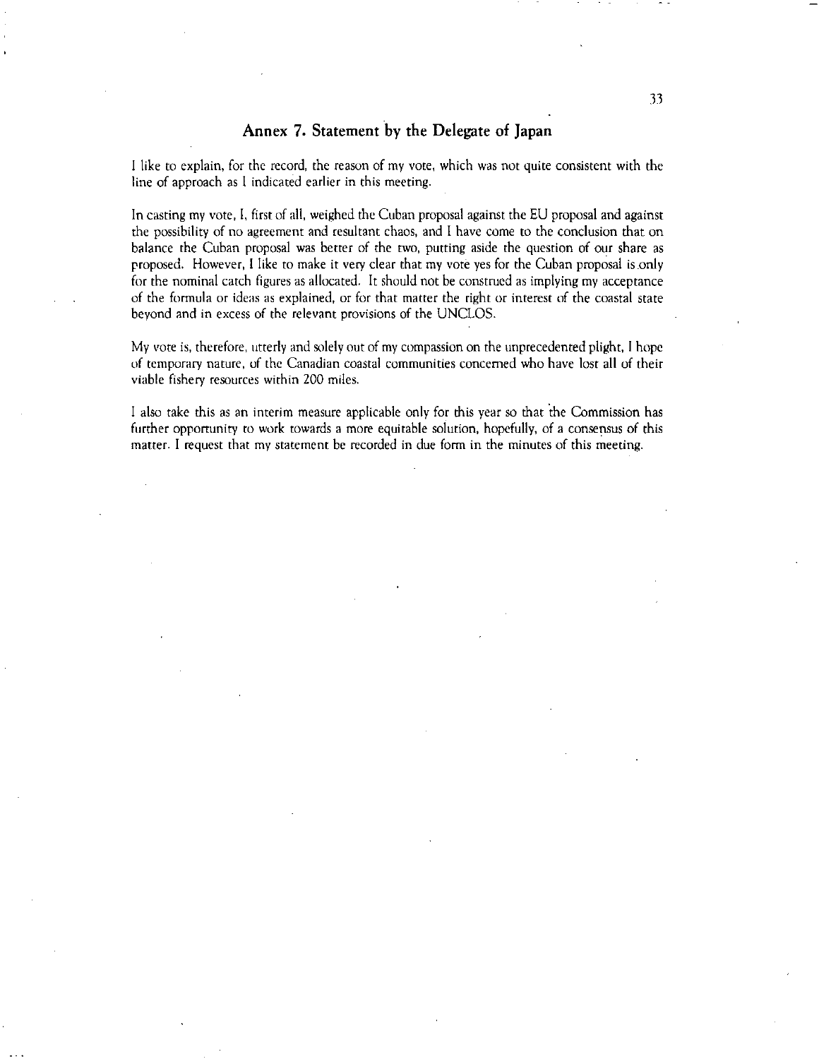## Annex 7. Statement by the Delegate of Japan

I like to explain, for the record, the reason of my vote, which was not quite consistent with the line of approach as I indicated earlier in this meeting.

In casting my vote, I, first of all, weighed the Cuban proposal against the EU proposal and against the possibility of no agreement and resultant chaos, and I have come to the conclusion that on balance the Cuban proposal was better of the two, putting aside the question of our share as proposed. However, I like to make it very clear that my vote yes for the Cuban proposal is only for the nominal catch figures as allocated. It should not be construed as implying my acceptance of the formula or ideas as explained, or for that matter the right or interest of the coastal state beyond and in excess of the relevant provisions of the UNCLOS.

My vote is, therefore, utterly and solely out of my compassion on the unprecedented plight, I hope of temporary nature, of the Canadian coastal communities concerned who have lost all of their viable fishery resources within 200 miles.

I also take this as an interim measure applicable only for this year so that the Commission has further opportunity to work towards a more equitable solution, hopefully, of a consensus of this matter. I request that my statement be recorded in due form in the minutes of this meeting.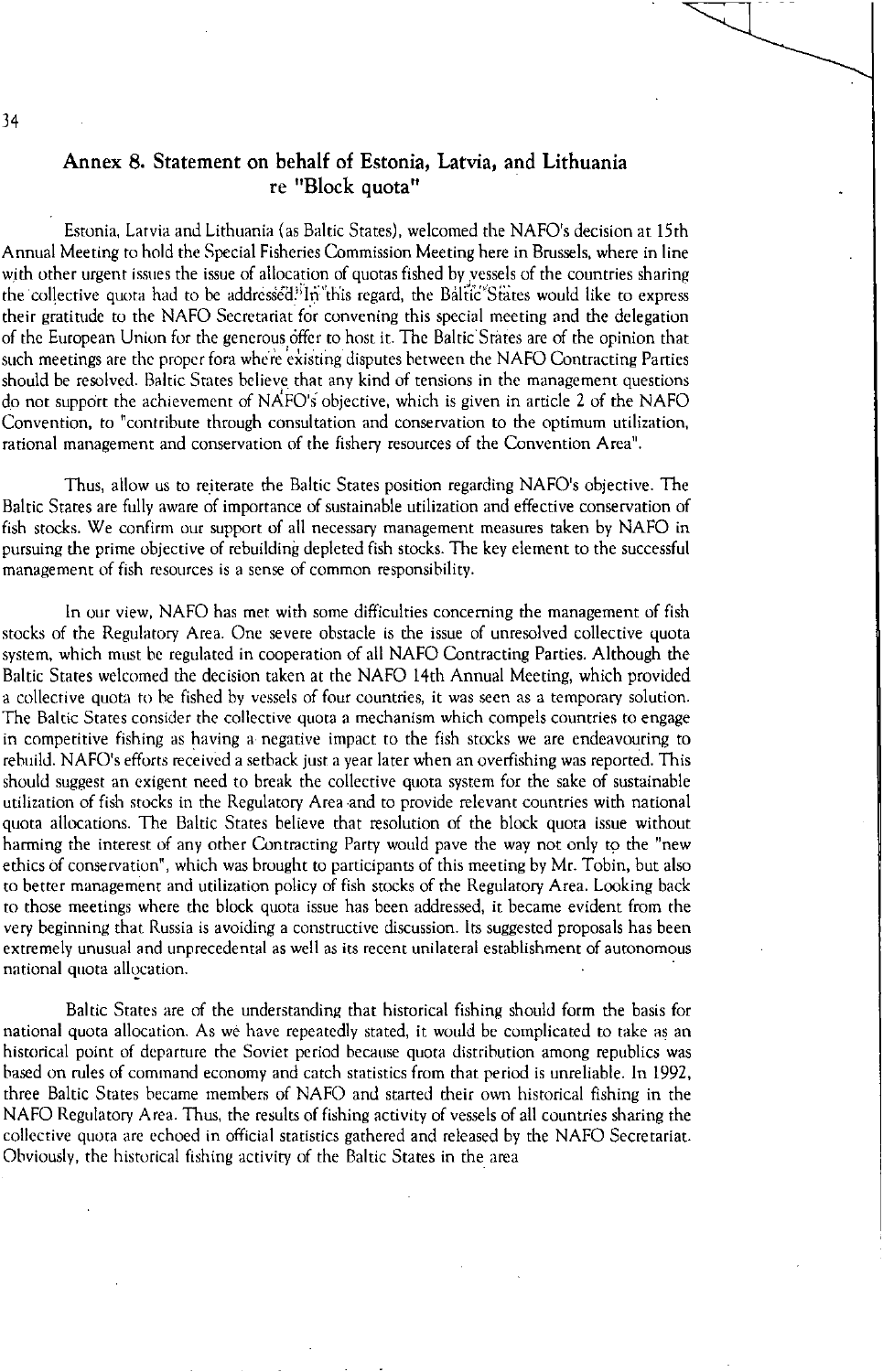## Annex 8. Statement on behalf of Estonia, Latvia, and Lithuania re "Block quota"

Estonia, Latvia and Lithuania (as Baltic States), welcomed the NAFO's decision at 15th Annual Meeting to hold the Special Fisheries Commission Meeting here in Brussels, where in line with other urgent issues the issue of allocation of quotas fished by vessels of the countries sharing the collective quota had to be addressed. In this regard, the Baltic States would like to express their gratitude to the NAFO Secretariat for convening this special meeting and the delegation of the European Union for the generous offer to host it. The Baltic States are of the opinion that such meetings are the proper fora where existing disputes between the NAFO Contracting Parties should be resolved. Baltic States believe that any kind of tensions in the management questions do not support the achievement of NAFO's objective, which is given in article 2 of the NAFO Convention, to "contribute through consultation and conservation to the optimum utilization, rational management and conservation of the fishery resources of the Convention Area".

Thus, allow us to reiterate the Baltic States position regarding NAFO's objective. The Baltic States are fully aware of importance of sustainable utilization and effective conservation of fish stocks. We confirm our support of all necessary management measures taken by NAFO in pursuing the prime objective of rebuilding depleted fish stocks. The key element to the successful management of fish resources is a sense of common responsibility.

In our view, NAFO has met with some difficulties concerning the management of fish stocks of the Regulatory Area. One severe obstacle is the issue of unresolved collective quota system, which must be regulated in cooperation of all NAFO Contracting Parties. Although the Baltic States welcomed the decision taken at the NAFO 14th Annual Meeting, which provided a collective quota to be fished by vessels of four countries, it was seen as a temporary solution. The Baltic States consider the collective quota a mechanism which compels countries to engage in competitive fishing as having a negative impact to the fish stocks we are endeavouring to rebuild. NAFO's efforts received a setback just a year later when an overfishing was reported. This should suggest an exigent need to break the collective quota system for the sake of sustainable utilization of fish stocks in the Regulatory Area and to provide relevant countries with national quota allocations. The Baltic States believe that resolution of the block quota issue without harming the interest of any other Contracting Party would pave the way not only to the "new ethics of conservation", which was brought to participants of this meeting by Mr. Tobin, but also to better management and utilization policy of fish stocks of the Regulatory Area. Looking back to those meetings where the block quota issue has been addressed, it became evident from the very beginning that Russia is avoiding a constructive discussion. Its suggested proposals has been extremely unusual and unprecedental as well as its recent unilateral establishment of autonomous national quota allocation.

Baltic States are of the understanding that historical fishing should form the basis for national quota allocation. As we have repeatedly stated, it would be complicated to take as an historical point of departure the Soviet period because quota distribution among republics was based on rules of command economy and catch statistics from that period is unreliable. In 1992, three Baltic States became members of NAFO and started their own historical fishing in the NAFO Regulatory Area. Thus, the results of fishing activity of vessels of all countries sharing the collective quota are echoed in official statistics gathered and released by the NAFO Secretariat. Obviously, the historical fishing activity of the Baltic States in the area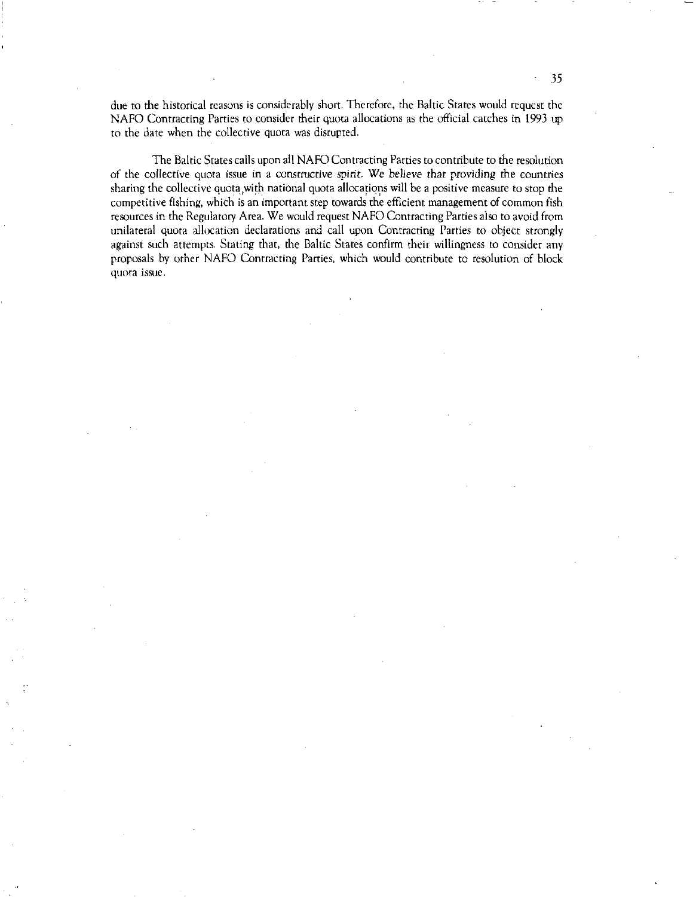due to the historical reasons is considerably short. Therefore, the Baltic States would request the NAFO Contracting Parties to consider their quota allocations as the official catches in 1993 up to the date when the collective quota was disrupted.

The Baltic States calls upon all NAFO Contracting Parties to contribute to the resolution of the collective quota issue in a constructive spirit. We believe that providing the countries sharing the collective quota with national quota allocations will be a positive measure to stop the competitive fishing, which is an important step towards the efficient management of common fish resources in the Regulatory Area. We would request NAFO Contracting Parties also to avoid from unilateral quota allocation declarations and call upon Contracting Parties to object strongly against such attempts. Stating that, the Baltic States confirm their willingness to consider any proposals by other NAFO Contracting Parties, which would contribute to resolution of block quota issue.